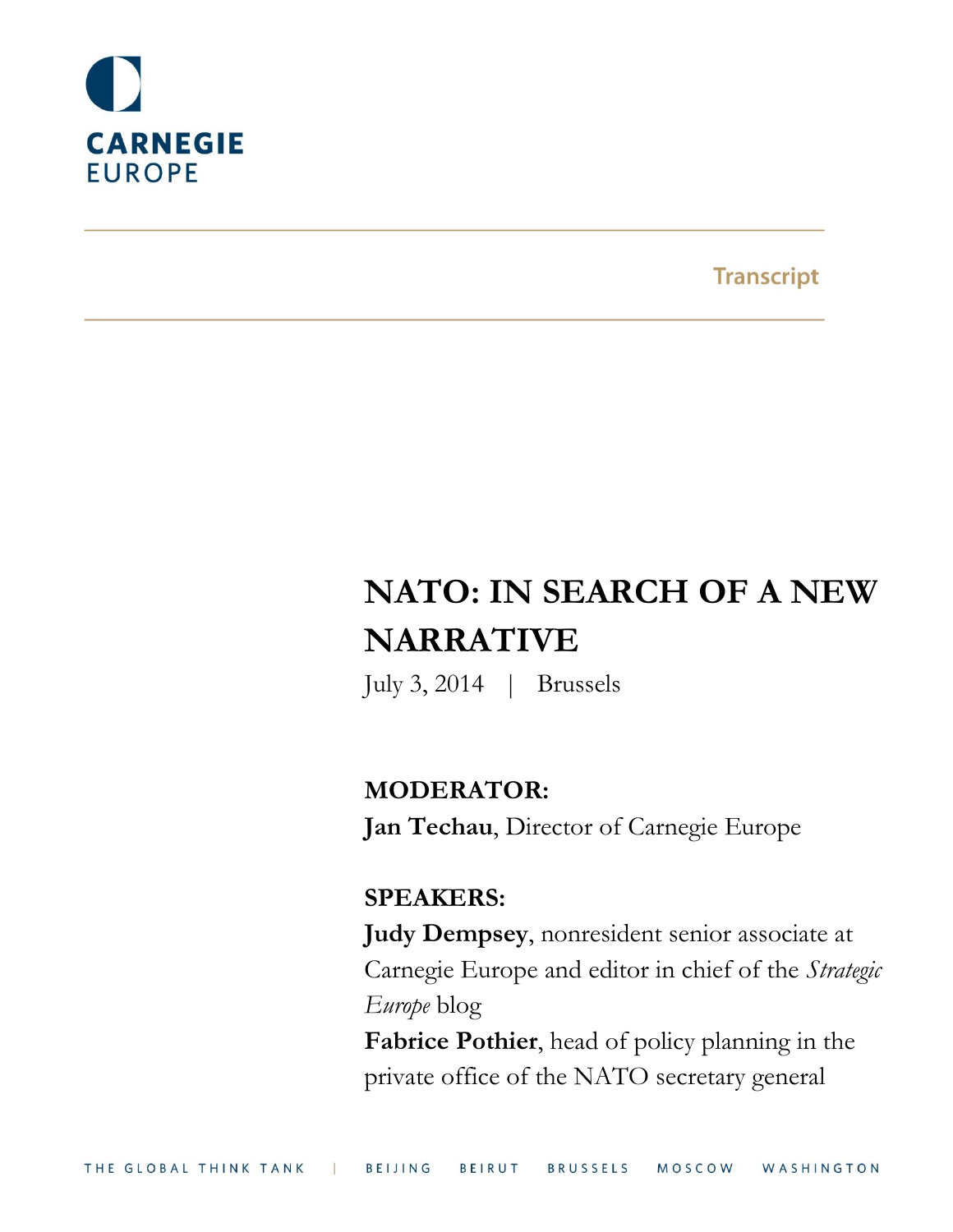CARNEGIE
EUROPE

Transcript

# NATO: IN SEARCH OF A NEW NARRATIVE

July 3, 2014 | Brussels

**MODERATOR:**

**Jan Techau**, Director of Carnegie Europe

**SPEAKERS:**

**Judy Dempsey**, nonresident senior associate at Carnegie Europe and editor in chief of the *Strategic Europe* blog

**Fabrice Pothier**, head of policy planning in the private office of the NATO secretary general

THE GLOBAL THINK TANK | BEIJING BEIRUT BRUSSELS MOSCOW WASHINGTON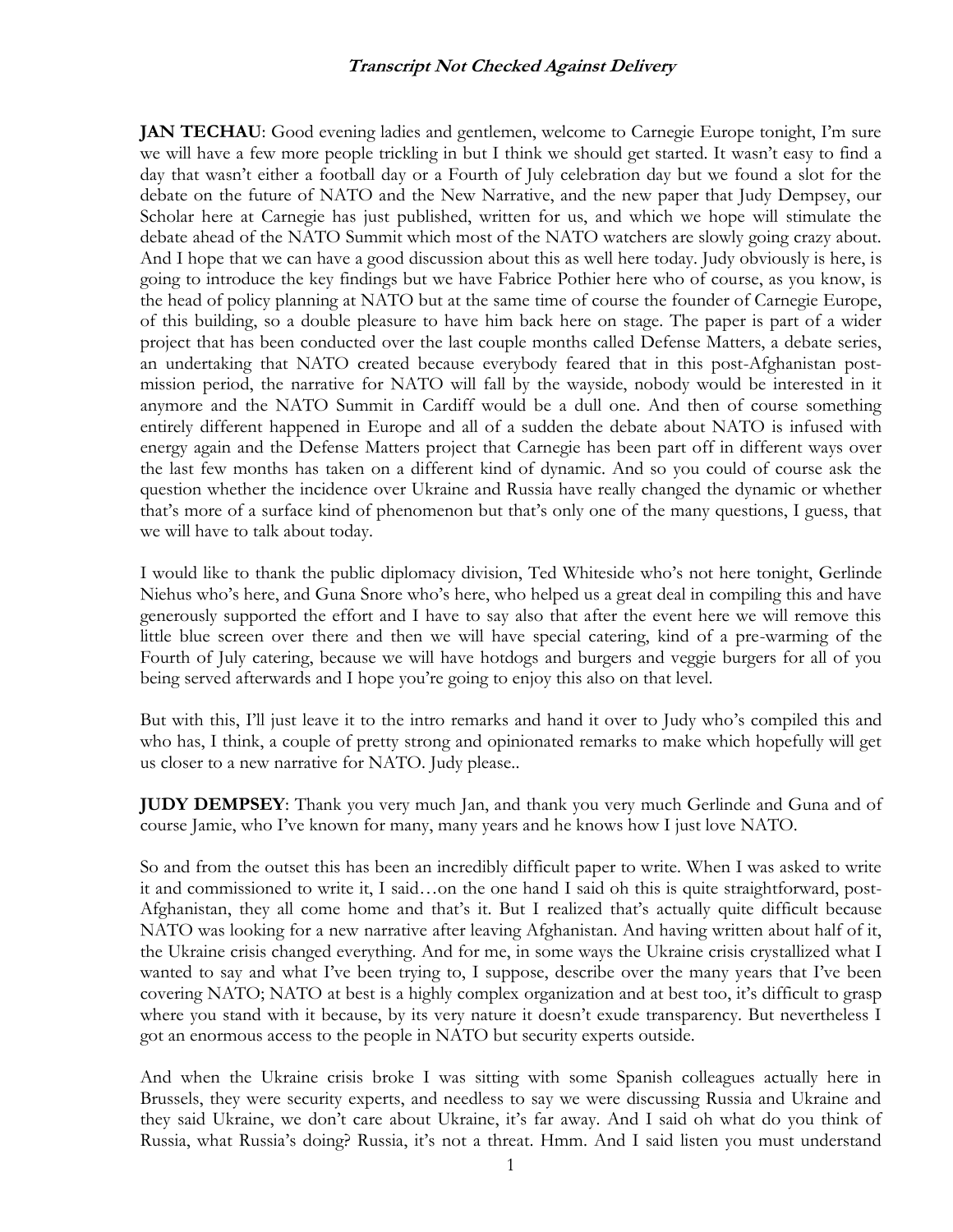**Transcript Not Checked Against Delivery**

**JAN TECHAU**: Good evening ladies and gentlemen, welcome to Carnegie Europe tonight, I'm sure we will have a few more people trickling in but I think we should get started. It wasn't easy to find a day that wasn't either a football day or a Fourth of July celebration day but we found a slot for the debate on the future of NATO and the New Narrative, and the new paper that Judy Dempsey, our Scholar here at Carnegie has just published, written for us, and which we hope will stimulate the debate ahead of the NATO Summit which most of the NATO watchers are slowly going crazy about. And I hope that we can have a good discussion about this as well here today. Judy obviously is here, is going to introduce the key findings but we have Fabrice Pothier here who of course, as you know, is the head of policy planning at NATO but at the same time of course the founder of Carnegie Europe, of this building, so a double pleasure to have him back here on stage. The paper is part of a wider project that has been conducted over the last couple months called Defense Matters, a debate series, an undertaking that NATO created because everybody feared that in this post-Afghanistan post-mission period, the narrative for NATO will fall by the wayside, nobody would be interested in it anymore and the NATO Summit in Cardiff would be a dull one. And then of course something entirely different happened in Europe and all of a sudden the debate about NATO is infused with energy again and the Defense Matters project that Carnegie has been part off in different ways over the last few months has taken on a different kind of dynamic. And so you could of course ask the question whether the incidence over Ukraine and Russia have really changed the dynamic or whether that's more of a surface kind of phenomenon but that's only one of the many questions, I guess, that we will have to talk about today.

I would like to thank the public diplomacy division, Ted Whiteside who's not here tonight, Gerlinde Niehus who's here, and Guna Snore who's here, who helped us a great deal in compiling this and have generously supported the effort and I have to say also that after the event here we will remove this little blue screen over there and then we will have special catering, kind of a pre-warming of the Fourth of July catering, because we will have hotdogs and burgers and veggie burgers for all of you being served afterwards and I hope you're going to enjoy this also on that level.

But with this, I'll just leave it to the intro remarks and hand it over to Judy who's compiled this and who has, I think, a couple of pretty strong and opinionated remarks to make which hopefully will get us closer to a new narrative for NATO. Judy please..

**JUDY DEMPSEY**: Thank you very much Jan, and thank you very much Gerlinde and Guna and of course Jamie, who I've known for many, many years and he knows how I just love NATO.

So and from the outset this has been an incredibly difficult paper to write. When I was asked to write it and commissioned to write it, I said…on the one hand I said oh this is quite straightforward, post-Afghanistan, they all come home and that's it. But I realized that's actually quite difficult because NATO was looking for a new narrative after leaving Afghanistan. And having written about half of it, the Ukraine crisis changed everything. And for me, in some ways the Ukraine crisis crystallized what I wanted to say and what I've been trying to, I suppose, describe over the many years that I've been covering NATO; NATO at best is a highly complex organization and at best too, it's difficult to grasp where you stand with it because, by its very nature it doesn't exude transparency. But nevertheless I got an enormous access to the people in NATO but security experts outside.

And when the Ukraine crisis broke I was sitting with some Spanish colleagues actually here in Brussels, they were security experts, and needless to say we were discussing Russia and Ukraine and they said Ukraine, we don't care about Ukraine, it's far away. And I said oh what do you think of Russia, what Russia's doing? Russia, it's not a threat. Hmm. And I said listen you must understand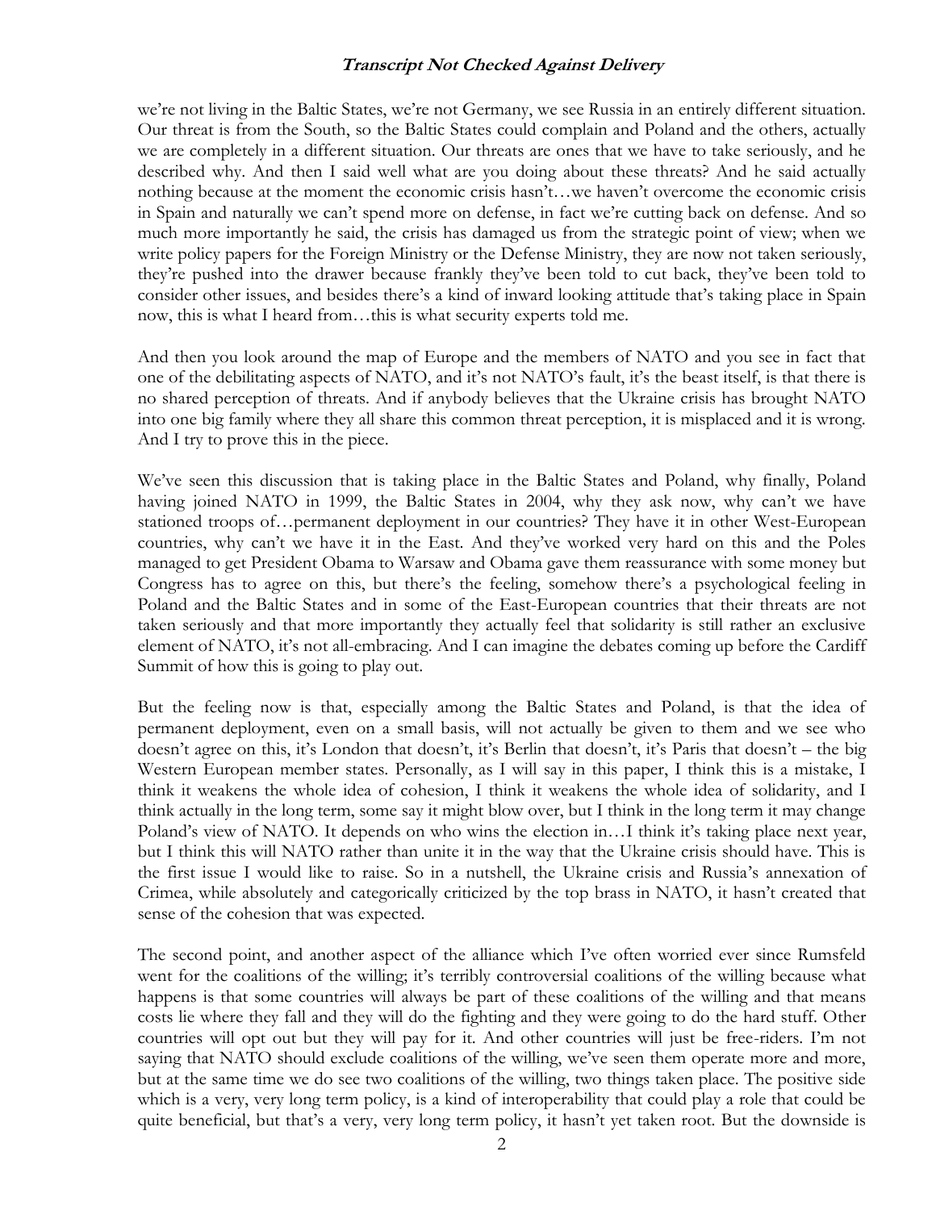we're not living in the Baltic States, we're not Germany, we see Russia in an entirely different situation. Our threat is from the South, so the Baltic States could complain and Poland and the others, actually we are completely in a different situation. Our threats are ones that we have to take seriously, and he described why. And then I said well what are you doing about these threats? And he said actually nothing because at the moment the economic crisis hasn't…we haven't overcome the economic crisis in Spain and naturally we can't spend more on defense, in fact we're cutting back on defense. And so much more importantly he said, the crisis has damaged us from the strategic point of view; when we write policy papers for the Foreign Ministry or the Defense Ministry, they are now not taken seriously, they're pushed into the drawer because frankly they've been told to cut back, they've been told to consider other issues, and besides there's a kind of inward looking attitude that's taking place in Spain now, this is what I heard from…this is what security experts told me.

And then you look around the map of Europe and the members of NATO and you see in fact that one of the debilitating aspects of NATO, and it's not NATO's fault, it's the beast itself, is that there is no shared perception of threats. And if anybody believes that the Ukraine crisis has brought NATO into one big family where they all share this common threat perception, it is misplaced and it is wrong. And I try to prove this in the piece.

We've seen this discussion that is taking place in the Baltic States and Poland, why finally, Poland having joined NATO in 1999, the Baltic States in 2004, why they ask now, why can't we have stationed troops of…permanent deployment in our countries? They have it in other West-European countries, why can't we have it in the East. And they've worked very hard on this and the Poles managed to get President Obama to Warsaw and Obama gave them reassurance with some money but Congress has to agree on this, but there's the feeling, somehow there's a psychological feeling in Poland and the Baltic States and in some of the East-European countries that their threats are not taken seriously and that more importantly they actually feel that solidarity is still rather an exclusive element of NATO, it's not all-embracing. And I can imagine the debates coming up before the Cardiff Summit of how this is going to play out.

But the feeling now is that, especially among the Baltic States and Poland, is that the idea of permanent deployment, even on a small basis, will not actually be given to them and we see who doesn't agree on this, it's London that doesn't, it's Berlin that doesn't, it's Paris that doesn't – the big Western European member states. Personally, as I will say in this paper, I think this is a mistake, I think it weakens the whole idea of cohesion, I think it weakens the whole idea of solidarity, and I think actually in the long term, some say it might blow over, but I think in the long term it may change Poland's view of NATO. It depends on who wins the election in…I think it's taking place next year, but I think this will NATO rather than unite it in the way that the Ukraine crisis should have. This is the first issue I would like to raise. So in a nutshell, the Ukraine crisis and Russia's annexation of Crimea, while absolutely and categorically criticized by the top brass in NATO, it hasn't created that sense of the cohesion that was expected.

The second point, and another aspect of the alliance which I've often worried ever since Rumsfeld went for the coalitions of the willing; it's terribly controversial coalitions of the willing because what happens is that some countries will always be part of these coalitions of the willing and that means costs lie where they fall and they will do the fighting and they were going to do the hard stuff. Other countries will opt out but they will pay for it. And other countries will just be free-riders. I'm not saying that NATO should exclude coalitions of the willing, we've seen them operate more and more, but at the same time we do see two coalitions of the willing, two things taken place. The positive side which is a very, very long term policy, is a kind of interoperability that could play a role that could be quite beneficial, but that's a very, very long term policy, it hasn't yet taken root. But the downside is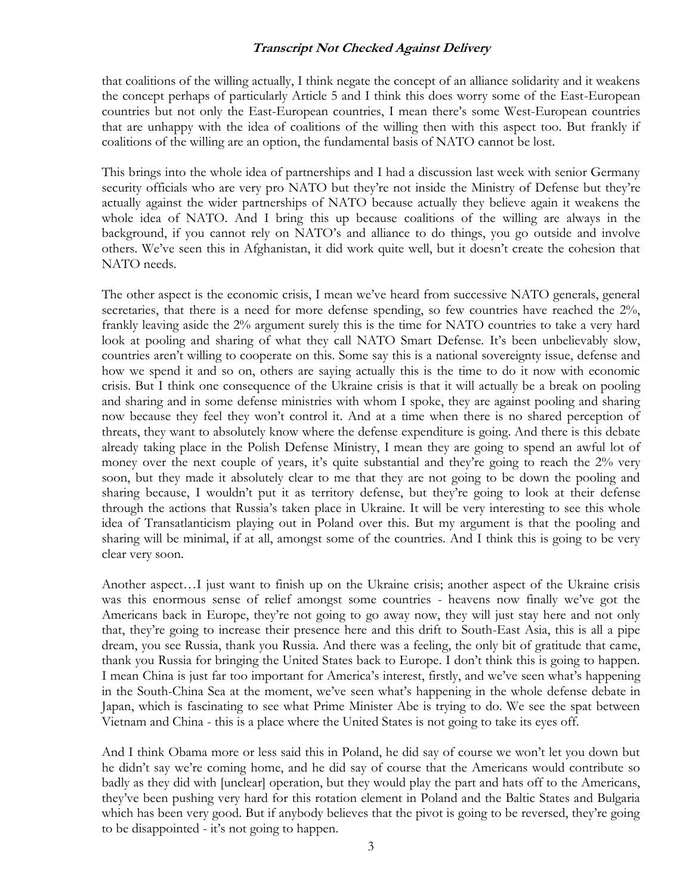that coalitions of the willing actually, I think negate the concept of an alliance solidarity and it weakens the concept perhaps of particularly Article 5 and I think this does worry some of the East-European countries but not only the East-European countries, I mean there's some West-European countries that are unhappy with the idea of coalitions of the willing then with this aspect too. But frankly if coalitions of the willing are an option, the fundamental basis of NATO cannot be lost.

This brings into the whole idea of partnerships and I had a discussion last week with senior Germany security officials who are very pro NATO but they're not inside the Ministry of Defense but they're actually against the wider partnerships of NATO because actually they believe again it weakens the whole idea of NATO. And I bring this up because coalitions of the willing are always in the background, if you cannot rely on NATO's and alliance to do things, you go outside and involve others. We've seen this in Afghanistan, it did work quite well, but it doesn't create the cohesion that NATO needs.

The other aspect is the economic crisis, I mean we've heard from successive NATO generals, general secretaries, that there is a need for more defense spending, so few countries have reached the 2%, frankly leaving aside the 2% argument surely this is the time for NATO countries to take a very hard look at pooling and sharing of what they call NATO Smart Defense. It's been unbelievably slow, countries aren't willing to cooperate on this. Some say this is a national sovereignty issue, defense and how we spend it and so on, others are saying actually this is the time to do it now with economic crisis. But I think one consequence of the Ukraine crisis is that it will actually be a break on pooling and sharing and in some defense ministries with whom I spoke, they are against pooling and sharing now because they feel they won't control it. And at a time when there is no shared perception of threats, they want to absolutely know where the defense expenditure is going. And there is this debate already taking place in the Polish Defense Ministry, I mean they are going to spend an awful lot of money over the next couple of years, it's quite substantial and they're going to reach the 2% very soon, but they made it absolutely clear to me that they are not going to be down the pooling and sharing because, I wouldn't put it as territory defense, but they're going to look at their defense through the actions that Russia's taken place in Ukraine. It will be very interesting to see this whole idea of Transatlanticism playing out in Poland over this. But my argument is that the pooling and sharing will be minimal, if at all, amongst some of the countries. And I think this is going to be very clear very soon.

Another aspect…I just want to finish up on the Ukraine crisis; another aspect of the Ukraine crisis was this enormous sense of relief amongst some countries - heavens now finally we've got the Americans back in Europe, they're not going to go away now, they will just stay here and not only that, they're going to increase their presence here and this drift to South-East Asia, this is all a pipe dream, you see Russia, thank you Russia. And there was a feeling, the only bit of gratitude that came, thank you Russia for bringing the United States back to Europe. I don't think this is going to happen. I mean China is just far too important for America's interest, firstly, and we've seen what's happening in the South-China Sea at the moment, we've seen what's happening in the whole defense debate in Japan, which is fascinating to see what Prime Minister Abe is trying to do. We see the spat between Vietnam and China - this is a place where the United States is not going to take its eyes off.

And I think Obama more or less said this in Poland, he did say of course we won't let you down but he didn't say we're coming home, and he did say of course that the Americans would contribute so badly as they did with [unclear] operation, but they would play the part and hats off to the Americans, they've been pushing very hard for this rotation element in Poland and the Baltic States and Bulgaria which has been very good. But if anybody believes that the pivot is going to be reversed, they're going to be disappointed - it's not going to happen.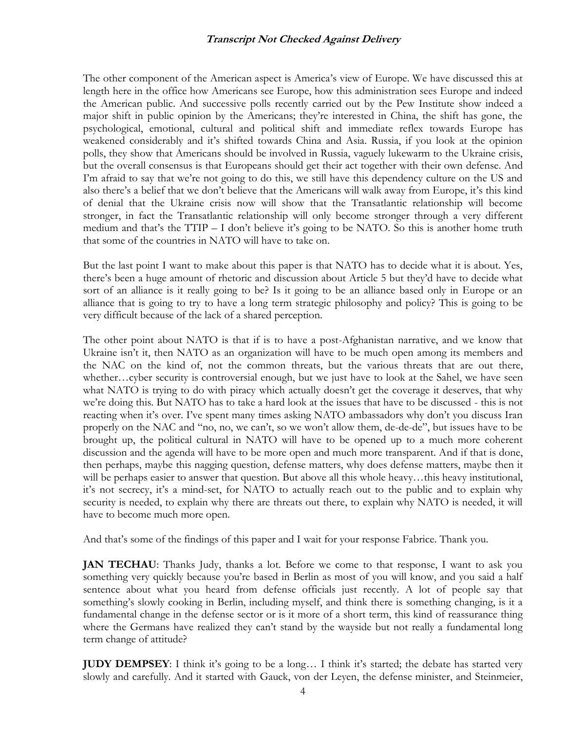The other component of the American aspect is America's view of Europe. We have discussed this at length here in the office how Americans see Europe, how this administration sees Europe and indeed the American public. And successive polls recently carried out by the Pew Institute show indeed a major shift in public opinion by the Americans; they're interested in China, the shift has gone, the psychological, emotional, cultural and political shift and immediate reflex towards Europe has weakened considerably and it's shifted towards China and Asia. Russia, if you look at the opinion polls, they show that Americans should be involved in Russia, vaguely lukewarm to the Ukraine crisis, but the overall consensus is that Europeans should get their act together with their own defense. And I'm afraid to say that we're not going to do this, we still have this dependency culture on the US and also there's a belief that we don't believe that the Americans will walk away from Europe, it's this kind of denial that the Ukraine crisis now will show that the Transatlantic relationship will become stronger, in fact the Transatlantic relationship will only become stronger through a very different medium and that's the TTIP – I don't believe it's going to be NATO. So this is another home truth that some of the countries in NATO will have to take on.

But the last point I want to make about this paper is that NATO has to decide what it is about. Yes, there's been a huge amount of rhetoric and discussion about Article 5 but they'd have to decide what sort of an alliance is it really going to be? Is it going to be an alliance based only in Europe or an alliance that is going to try to have a long term strategic philosophy and policy? This is going to be very difficult because of the lack of a shared perception.

The other point about NATO is that if is to have a post-Afghanistan narrative, and we know that Ukraine isn't it, then NATO as an organization will have to be much open among its members and the NAC on the kind of, not the common threats, but the various threats that are out there, whether…cyber security is controversial enough, but we just have to look at the Sahel, we have seen what NATO is trying to do with piracy which actually doesn't get the coverage it deserves, that why we're doing this. But NATO has to take a hard look at the issues that have to be discussed - this is not reacting when it's over. I've spent many times asking NATO ambassadors why don't you discuss Iran properly on the NAC and "no, no, we can't, so we won't allow them, de-de-de", but issues have to be brought up, the political cultural in NATO will have to be opened up to a much more coherent discussion and the agenda will have to be more open and much more transparent. And if that is done, then perhaps, maybe this nagging question, defense matters, why does defense matters, maybe then it will be perhaps easier to answer that question. But above all this whole heavy…this heavy institutional, it's not secrecy, it's a mind-set, for NATO to actually reach out to the public and to explain why security is needed, to explain why there are threats out there, to explain why NATO is needed, it will have to become much more open.

And that's some of the findings of this paper and I wait for your response Fabrice. Thank you.

**JAN TECHAU**: Thanks Judy, thanks a lot. Before we come to that response, I want to ask you something very quickly because you're based in Berlin as most of you will know, and you said a half sentence about what you heard from defense officials just recently. A lot of people say that something's slowly cooking in Berlin, including myself, and think there is something changing, is it a fundamental change in the defense sector or is it more of a short term, this kind of reassurance thing where the Germans have realized they can't stand by the wayside but not really a fundamental long term change of attitude?

**JUDY DEMPSEY**: I think it's going to be a long… I think it's started; the debate has started very slowly and carefully. And it started with Gauck, von der Leyen, the defense minister, and Steinmeier,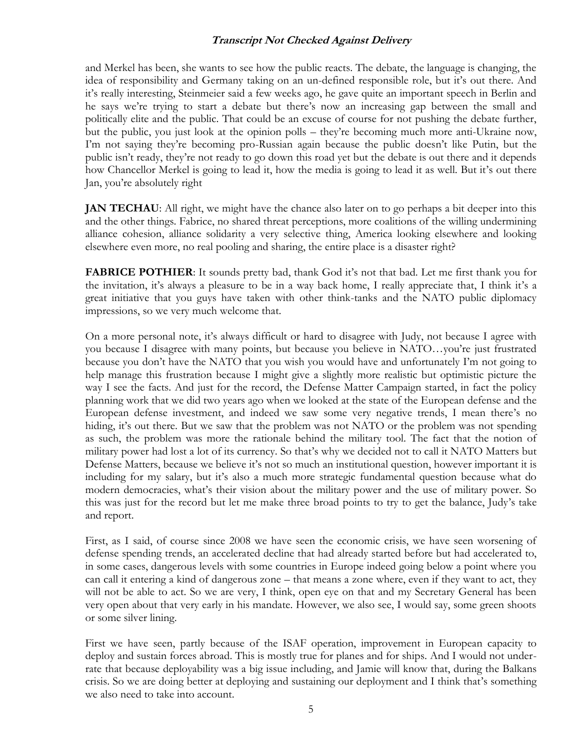and Merkel has been, she wants to see how the public reacts. The debate, the language is changing, the idea of responsibility and Germany taking on an un-defined responsible role, but it's out there. And it's really interesting, Steinmeier said a few weeks ago, he gave quite an important speech in Berlin and he says we're trying to start a debate but there's now an increasing gap between the small and politically elite and the public. That could be an excuse of course for not pushing the debate further, but the public, you just look at the opinion polls – they're becoming much more anti-Ukraine now, I'm not saying they're becoming pro-Russian again because the public doesn't like Putin, but the public isn't ready, they're not ready to go down this road yet but the debate is out there and it depends how Chancellor Merkel is going to lead it, how the media is going to lead it as well. But it's out there Jan, you're absolutely right

**JAN TECHAU**: All right, we might have the chance also later on to go perhaps a bit deeper into this and the other things. Fabrice, no shared threat perceptions, more coalitions of the willing undermining alliance cohesion, alliance solidarity a very selective thing, America looking elsewhere and looking elsewhere even more, no real pooling and sharing, the entire place is a disaster right?

**FABRICE POTHIER**: It sounds pretty bad, thank God it's not that bad. Let me first thank you for the invitation, it's always a pleasure to be in a way back home, I really appreciate that, I think it's a great initiative that you guys have taken with other think-tanks and the NATO public diplomacy impressions, so we very much welcome that.

On a more personal note, it's always difficult or hard to disagree with Judy, not because I agree with you because I disagree with many points, but because you believe in NATO…you're just frustrated because you don't have the NATO that you wish you would have and unfortunately I'm not going to help manage this frustration because I might give a slightly more realistic but optimistic picture the way I see the facts. And just for the record, the Defense Matter Campaign started, in fact the policy planning work that we did two years ago when we looked at the state of the European defense and the European defense investment, and indeed we saw some very negative trends, I mean there's no hiding, it's out there. But we saw that the problem was not NATO or the problem was not spending as such, the problem was more the rationale behind the military tool. The fact that the notion of military power had lost a lot of its currency. So that's why we decided not to call it NATO Matters but Defense Matters, because we believe it's not so much an institutional question, however important it is including for my salary, but it's also a much more strategic fundamental question because what do modern democracies, what's their vision about the military power and the use of military power. So this was just for the record but let me make three broad points to try to get the balance, Judy's take and report.

First, as I said, of course since 2008 we have seen the economic crisis, we have seen worsening of defense spending trends, an accelerated decline that had already started before but had accelerated to, in some cases, dangerous levels with some countries in Europe indeed going below a point where you can call it entering a kind of dangerous zone – that means a zone where, even if they want to act, they will not be able to act. So we are very, I think, open eye on that and my Secretary General has been very open about that very early in his mandate. However, we also see, I would say, some green shoots or some silver lining.

First we have seen, partly because of the ISAF operation, improvement in European capacity to deploy and sustain forces abroad. This is mostly true for planes and for ships. And I would not under-rate that because deployability was a big issue including, and Jamie will know that, during the Balkans crisis. So we are doing better at deploying and sustaining our deployment and I think that's something we also need to take into account.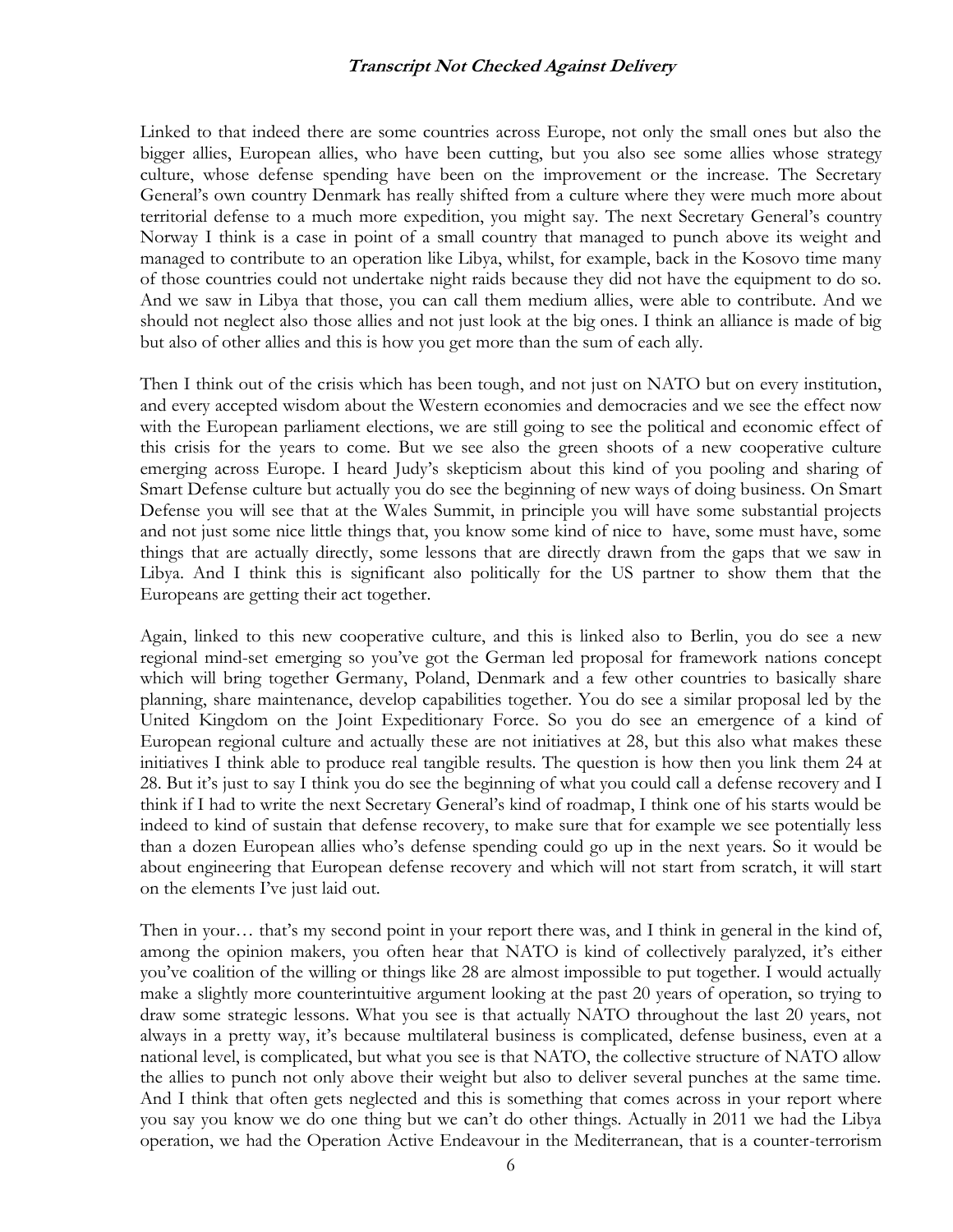Linked to that indeed there are some countries across Europe, not only the small ones but also the bigger allies, European allies, who have been cutting, but you also see some allies whose strategy culture, whose defense spending have been on the improvement or the increase. The Secretary General's own country Denmark has really shifted from a culture where they were much more about territorial defense to a much more expedition, you might say. The next Secretary General's country Norway I think is a case in point of a small country that managed to punch above its weight and managed to contribute to an operation like Libya, whilst, for example, back in the Kosovo time many of those countries could not undertake night raids because they did not have the equipment to do so. And we saw in Libya that those, you can call them medium allies, were able to contribute. And we should not neglect also those allies and not just look at the big ones. I think an alliance is made of big but also of other allies and this is how you get more than the sum of each ally.

Then I think out of the crisis which has been tough, and not just on NATO but on every institution, and every accepted wisdom about the Western economies and democracies and we see the effect now with the European parliament elections, we are still going to see the political and economic effect of this crisis for the years to come. But we see also the green shoots of a new cooperative culture emerging across Europe. I heard Judy's skepticism about this kind of you pooling and sharing of Smart Defense culture but actually you do see the beginning of new ways of doing business. On Smart Defense you will see that at the Wales Summit, in principle you will have some substantial projects and not just some nice little things that, you know some kind of nice to have, some must have, some things that are actually directly, some lessons that are directly drawn from the gaps that we saw in Libya. And I think this is significant also politically for the US partner to show them that the Europeans are getting their act together.

Again, linked to this new cooperative culture, and this is linked also to Berlin, you do see a new regional mind-set emerging so you've got the German led proposal for framework nations concept which will bring together Germany, Poland, Denmark and a few other countries to basically share planning, share maintenance, develop capabilities together. You do see a similar proposal led by the United Kingdom on the Joint Expeditionary Force. So you do see an emergence of a kind of European regional culture and actually these are not initiatives at 28, but this also what makes these initiatives I think able to produce real tangible results. The question is how then you link them 24 at 28. But it's just to say I think you do see the beginning of what you could call a defense recovery and I think if I had to write the next Secretary General's kind of roadmap, I think one of his starts would be indeed to kind of sustain that defense recovery, to make sure that for example we see potentially less than a dozen European allies who's defense spending could go up in the next years. So it would be about engineering that European defense recovery and which will not start from scratch, it will start on the elements I've just laid out.

Then in your… that's my second point in your report there was, and I think in general in the kind of, among the opinion makers, you often hear that NATO is kind of collectively paralyzed, it's either you've coalition of the willing or things like 28 are almost impossible to put together. I would actually make a slightly more counterintuitive argument looking at the past 20 years of operation, so trying to draw some strategic lessons. What you see is that actually NATO throughout the last 20 years, not always in a pretty way, it's because multilateral business is complicated, defense business, even at a national level, is complicated, but what you see is that NATO, the collective structure of NATO allow the allies to punch not only above their weight but also to deliver several punches at the same time. And I think that often gets neglected and this is something that comes across in your report where you say you know we do one thing but we can't do other things. Actually in 2011 we had the Libya operation, we had the Operation Active Endeavour in the Mediterranean, that is a counter-terrorism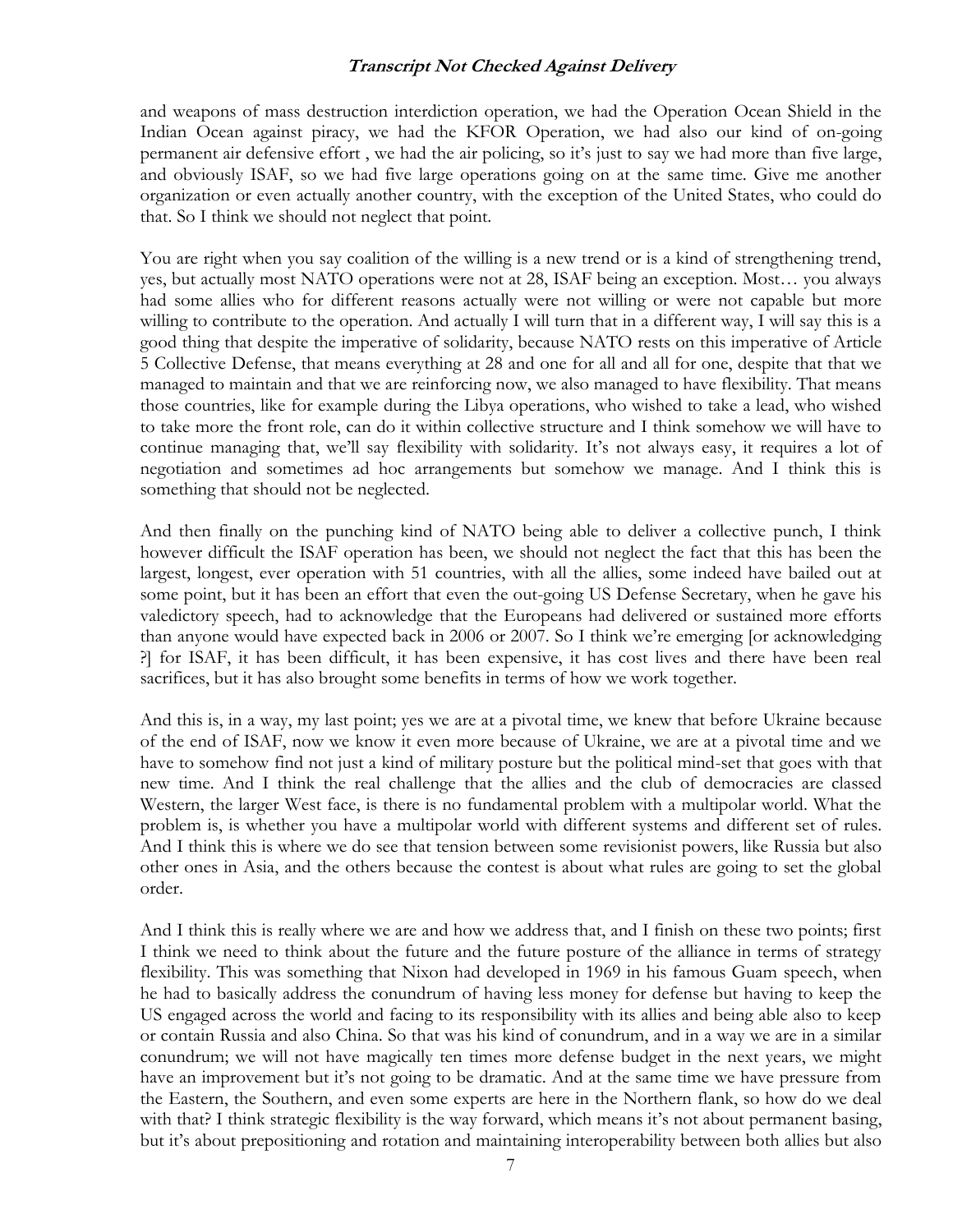and weapons of mass destruction interdiction operation, we had the Operation Ocean Shield in the Indian Ocean against piracy, we had the KFOR Operation, we had also our kind of on-going permanent air defensive effort , we had the air policing, so it's just to say we had more than five large, and obviously ISAF, so we had five large operations going on at the same time. Give me another organization or even actually another country, with the exception of the United States, who could do that. So I think we should not neglect that point.

You are right when you say coalition of the willing is a new trend or is a kind of strengthening trend, yes, but actually most NATO operations were not at 28, ISAF being an exception. Most… you always had some allies who for different reasons actually were not willing or were not capable but more willing to contribute to the operation. And actually I will turn that in a different way, I will say this is a good thing that despite the imperative of solidarity, because NATO rests on this imperative of Article 5 Collective Defense, that means everything at 28 and one for all and all for one, despite that that we managed to maintain and that we are reinforcing now, we also managed to have flexibility. That means those countries, like for example during the Libya operations, who wished to take a lead, who wished to take more the front role, can do it within collective structure and I think somehow we will have to continue managing that, we'll say flexibility with solidarity. It's not always easy, it requires a lot of negotiation and sometimes ad hoc arrangements but somehow we manage. And I think this is something that should not be neglected.

And then finally on the punching kind of NATO being able to deliver a collective punch, I think however difficult the ISAF operation has been, we should not neglect the fact that this has been the largest, longest, ever operation with 51 countries, with all the allies, some indeed have bailed out at some point, but it has been an effort that even the out-going US Defense Secretary, when he gave his valedictory speech, had to acknowledge that the Europeans had delivered or sustained more efforts than anyone would have expected back in 2006 or 2007. So I think we're emerging [or acknowledging ?] for ISAF, it has been difficult, it has been expensive, it has cost lives and there have been real sacrifices, but it has also brought some benefits in terms of how we work together.

And this is, in a way, my last point; yes we are at a pivotal time, we knew that before Ukraine because of the end of ISAF, now we know it even more because of Ukraine, we are at a pivotal time and we have to somehow find not just a kind of military posture but the political mind-set that goes with that new time. And I think the real challenge that the allies and the club of democracies are classed Western, the larger West face, is there is no fundamental problem with a multipolar world. What the problem is, is whether you have a multipolar world with different systems and different set of rules. And I think this is where we do see that tension between some revisionist powers, like Russia but also other ones in Asia, and the others because the contest is about what rules are going to set the global order.

And I think this is really where we are and how we address that, and I finish on these two points; first I think we need to think about the future and the future posture of the alliance in terms of strategy flexibility. This was something that Nixon had developed in 1969 in his famous Guam speech, when he had to basically address the conundrum of having less money for defense but having to keep the US engaged across the world and facing to its responsibility with its allies and being able also to keep or contain Russia and also China. So that was his kind of conundrum, and in a way we are in a similar conundrum; we will not have magically ten times more defense budget in the next years, we might have an improvement but it's not going to be dramatic. And at the same time we have pressure from the Eastern, the Southern, and even some experts are here in the Northern flank, so how do we deal with that? I think strategic flexibility is the way forward, which means it's not about permanent basing, but it's about prepositioning and rotation and maintaining interoperability between both allies but also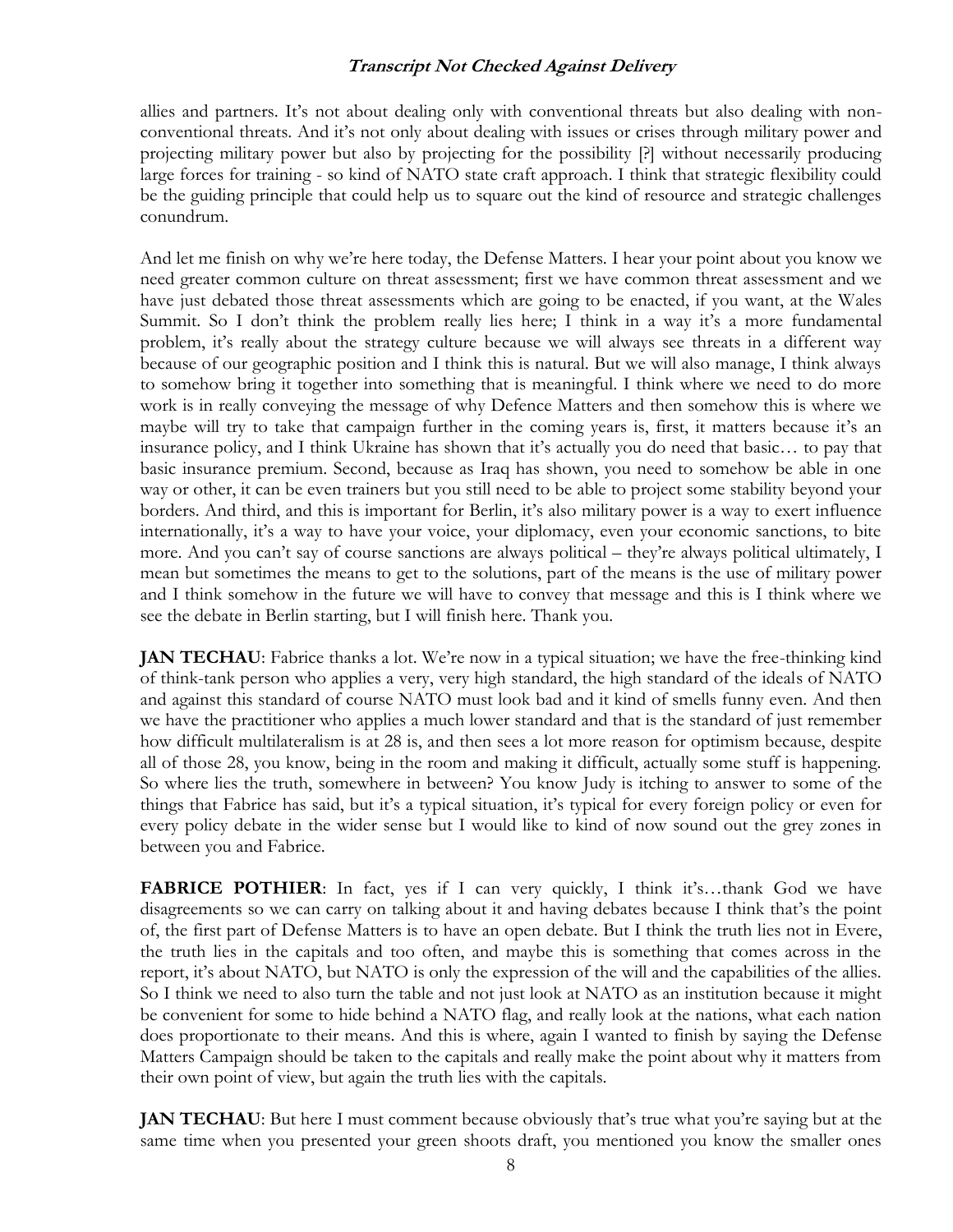allies and partners. It's not about dealing only with conventional threats but also dealing with non-conventional threats. And it's not only about dealing with issues or crises through military power and projecting military power but also by projecting for the possibility [?] without necessarily producing large forces for training - so kind of NATO state craft approach. I think that strategic flexibility could be the guiding principle that could help us to square out the kind of resource and strategic challenges conundrum.

And let me finish on why we're here today, the Defense Matters. I hear your point about you know we need greater common culture on threat assessment; first we have common threat assessment and we have just debated those threat assessments which are going to be enacted, if you want, at the Wales Summit. So I don't think the problem really lies here; I think in a way it's a more fundamental problem, it's really about the strategy culture because we will always see threats in a different way because of our geographic position and I think this is natural. But we will also manage, I think always to somehow bring it together into something that is meaningful. I think where we need to do more work is in really conveying the message of why Defence Matters and then somehow this is where we maybe will try to take that campaign further in the coming years is, first, it matters because it's an insurance policy, and I think Ukraine has shown that it's actually you do need that basic… to pay that basic insurance premium. Second, because as Iraq has shown, you need to somehow be able in one way or other, it can be even trainers but you still need to be able to project some stability beyond your borders. And third, and this is important for Berlin, it's also military power is a way to exert influence internationally, it's a way to have your voice, your diplomacy, even your economic sanctions, to bite more. And you can't say of course sanctions are always political – they're always political ultimately, I mean but sometimes the means to get to the solutions, part of the means is the use of military power and I think somehow in the future we will have to convey that message and this is I think where we see the debate in Berlin starting, but I will finish here. Thank you.

**JAN TECHAU**: Fabrice thanks a lot. We're now in a typical situation; we have the free-thinking kind of think-tank person who applies a very, very high standard, the high standard of the ideals of NATO and against this standard of course NATO must look bad and it kind of smells funny even. And then we have the practitioner who applies a much lower standard and that is the standard of just remember how difficult multilateralism is at 28 is, and then sees a lot more reason for optimism because, despite all of those 28, you know, being in the room and making it difficult, actually some stuff is happening. So where lies the truth, somewhere in between? You know Judy is itching to answer to some of the things that Fabrice has said, but it's a typical situation, it's typical for every foreign policy or even for every policy debate in the wider sense but I would like to kind of now sound out the grey zones in between you and Fabrice.

**FABRICE POTHIER**: In fact, yes if I can very quickly, I think it's…thank God we have disagreements so we can carry on talking about it and having debates because I think that's the point of, the first part of Defense Matters is to have an open debate. But I think the truth lies not in Evere, the truth lies in the capitals and too often, and maybe this is something that comes across in the report, it's about NATO, but NATO is only the expression of the will and the capabilities of the allies. So I think we need to also turn the table and not just look at NATO as an institution because it might be convenient for some to hide behind a NATO flag, and really look at the nations, what each nation does proportionate to their means. And this is where, again I wanted to finish by saying the Defense Matters Campaign should be taken to the capitals and really make the point about why it matters from their own point of view, but again the truth lies with the capitals.

**JAN TECHAU**: But here I must comment because obviously that's true what you're saying but at the same time when you presented your green shoots draft, you mentioned you know the smaller ones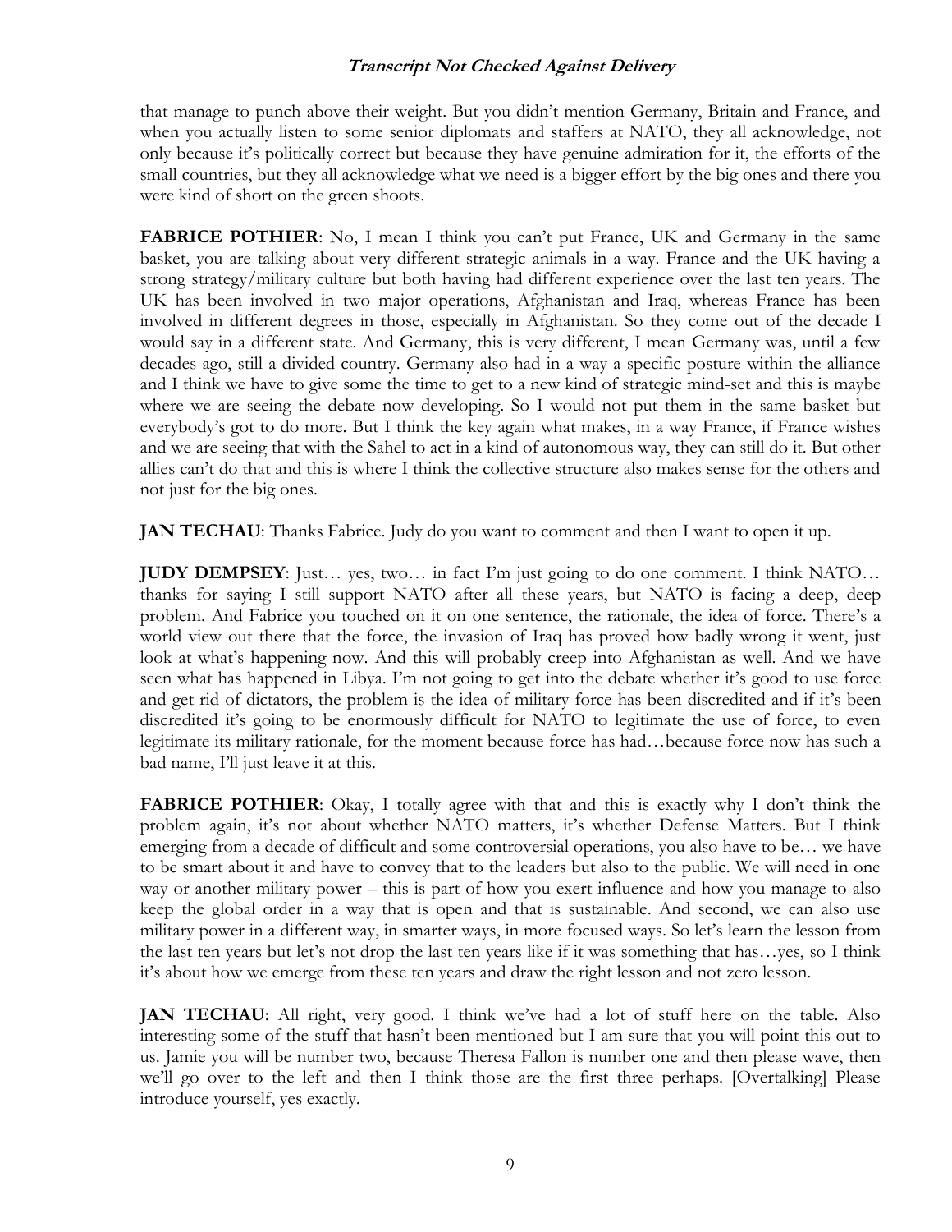that manage to punch above their weight. But you didn't mention Germany, Britain and France, and when you actually listen to some senior diplomats and staffers at NATO, they all acknowledge, not only because it's politically correct but because they have genuine admiration for it, the efforts of the small countries, but they all acknowledge what we need is a bigger effort by the big ones and there you were kind of short on the green shoots.

**FABRICE POTHIER**: No, I mean I think you can't put France, UK and Germany in the same basket, you are talking about very different strategic animals in a way. France and the UK having a strong strategy/military culture but both having had different experience over the last ten years. The UK has been involved in two major operations, Afghanistan and Iraq, whereas France has been involved in different degrees in those, especially in Afghanistan. So they come out of the decade I would say in a different state. And Germany, this is very different, I mean Germany was, until a few decades ago, still a divided country. Germany also had in a way a specific posture within the alliance and I think we have to give some the time to get to a new kind of strategic mind-set and this is maybe where we are seeing the debate now developing. So I would not put them in the same basket but everybody's got to do more. But I think the key again what makes, in a way France, if France wishes and we are seeing that with the Sahel to act in a kind of autonomous way, they can still do it. But other allies can't do that and this is where I think the collective structure also makes sense for the others and not just for the big ones.

**JAN TECHAU**: Thanks Fabrice. Judy do you want to comment and then I want to open it up.

**JUDY DEMPSEY**: Just… yes, two… in fact I'm just going to do one comment. I think NATO… thanks for saying I still support NATO after all these years, but NATO is facing a deep, deep problem. And Fabrice you touched on it on one sentence, the rationale, the idea of force. There's a world view out there that the force, the invasion of Iraq has proved how badly wrong it went, just look at what's happening now. And this will probably creep into Afghanistan as well. And we have seen what has happened in Libya. I'm not going to get into the debate whether it's good to use force and get rid of dictators, the problem is the idea of military force has been discredited and if it's been discredited it's going to be enormously difficult for NATO to legitimate the use of force, to even legitimate its military rationale, for the moment because force has had…because force now has such a bad name, I'll just leave it at this.

**FABRICE POTHIER**: Okay, I totally agree with that and this is exactly why I don't think the problem again, it's not about whether NATO matters, it's whether Defense Matters. But I think emerging from a decade of difficult and some controversial operations, you also have to be… we have to be smart about it and have to convey that to the leaders but also to the public. We will need in one way or another military power – this is part of how you exert influence and how you manage to also keep the global order in a way that is open and that is sustainable. And second, we can also use military power in a different way, in smarter ways, in more focused ways. So let's learn the lesson from the last ten years but let's not drop the last ten years like if it was something that has…yes, so I think it's about how we emerge from these ten years and draw the right lesson and not zero lesson.

**JAN TECHAU**: All right, very good. I think we've had a lot of stuff here on the table. Also interesting some of the stuff that hasn't been mentioned but I am sure that you will point this out to us. Jamie you will be number two, because Theresa Fallon is number one and then please wave, then we'll go over to the left and then I think those are the first three perhaps. [Overtalking] Please introduce yourself, yes exactly.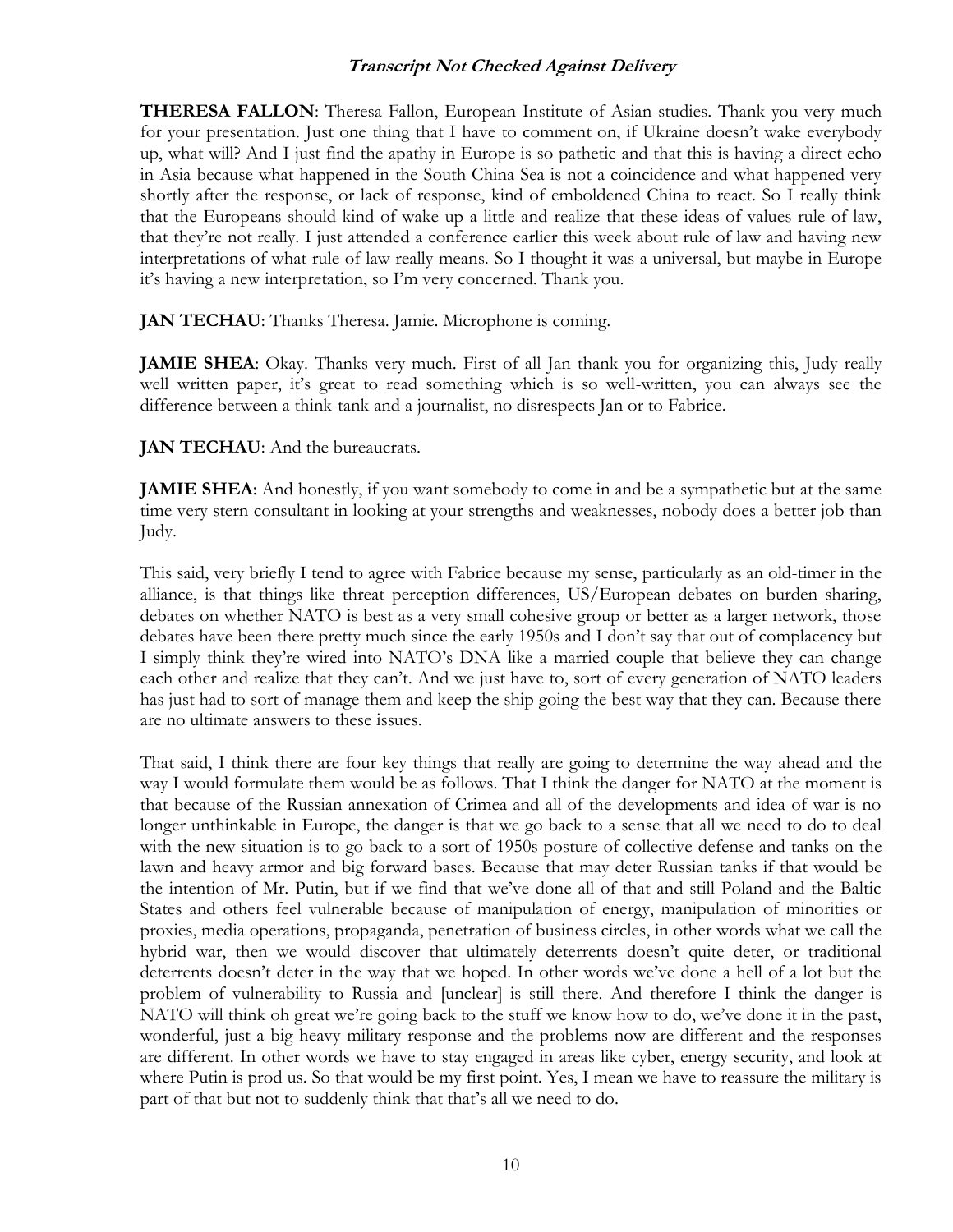**THERESA FALLON**: Theresa Fallon, European Institute of Asian studies. Thank you very much for your presentation. Just one thing that I have to comment on, if Ukraine doesn't wake everybody up, what will? And I just find the apathy in Europe is so pathetic and that this is having a direct echo in Asia because what happened in the South China Sea is not a coincidence and what happened very shortly after the response, or lack of response, kind of emboldened China to react. So I really think that the Europeans should kind of wake up a little and realize that these ideas of values rule of law, that they're not really. I just attended a conference earlier this week about rule of law and having new interpretations of what rule of law really means. So I thought it was a universal, but maybe in Europe it's having a new interpretation, so I'm very concerned. Thank you.

**JAN TECHAU**: Thanks Theresa. Jamie. Microphone is coming.

**JAMIE SHEA**: Okay. Thanks very much. First of all Jan thank you for organizing this, Judy really well written paper, it's great to read something which is so well-written, you can always see the difference between a think-tank and a journalist, no disrespects Jan or to Fabrice.

**JAN TECHAU**: And the bureaucrats.

**JAMIE SHEA**: And honestly, if you want somebody to come in and be a sympathetic but at the same time very stern consultant in looking at your strengths and weaknesses, nobody does a better job than Judy.

This said, very briefly I tend to agree with Fabrice because my sense, particularly as an old-timer in the alliance, is that things like threat perception differences, US/European debates on burden sharing, debates on whether NATO is best as a very small cohesive group or better as a larger network, those debates have been there pretty much since the early 1950s and I don't say that out of complacency but I simply think they're wired into NATO's DNA like a married couple that believe they can change each other and realize that they can't. And we just have to, sort of every generation of NATO leaders has just had to sort of manage them and keep the ship going the best way that they can. Because there are no ultimate answers to these issues.

That said, I think there are four key things that really are going to determine the way ahead and the way I would formulate them would be as follows. That I think the danger for NATO at the moment is that because of the Russian annexation of Crimea and all of the developments and idea of war is no longer unthinkable in Europe, the danger is that we go back to a sense that all we need to do to deal with the new situation is to go back to a sort of 1950s posture of collective defense and tanks on the lawn and heavy armor and big forward bases. Because that may deter Russian tanks if that would be the intention of Mr. Putin, but if we find that we've done all of that and still Poland and the Baltic States and others feel vulnerable because of manipulation of energy, manipulation of minorities or proxies, media operations, propaganda, penetration of business circles, in other words what we call the hybrid war, then we would discover that ultimately deterrents doesn't quite deter, or traditional deterrents doesn't deter in the way that we hoped. In other words we've done a hell of a lot but the problem of vulnerability to Russia and [unclear] is still there. And therefore I think the danger is NATO will think oh great we're going back to the stuff we know how to do, we've done it in the past, wonderful, just a big heavy military response and the problems now are different and the responses are different. In other words we have to stay engaged in areas like cyber, energy security, and look at where Putin is prod us. So that would be my first point. Yes, I mean we have to reassure the military is part of that but not to suddenly think that that's all we need to do.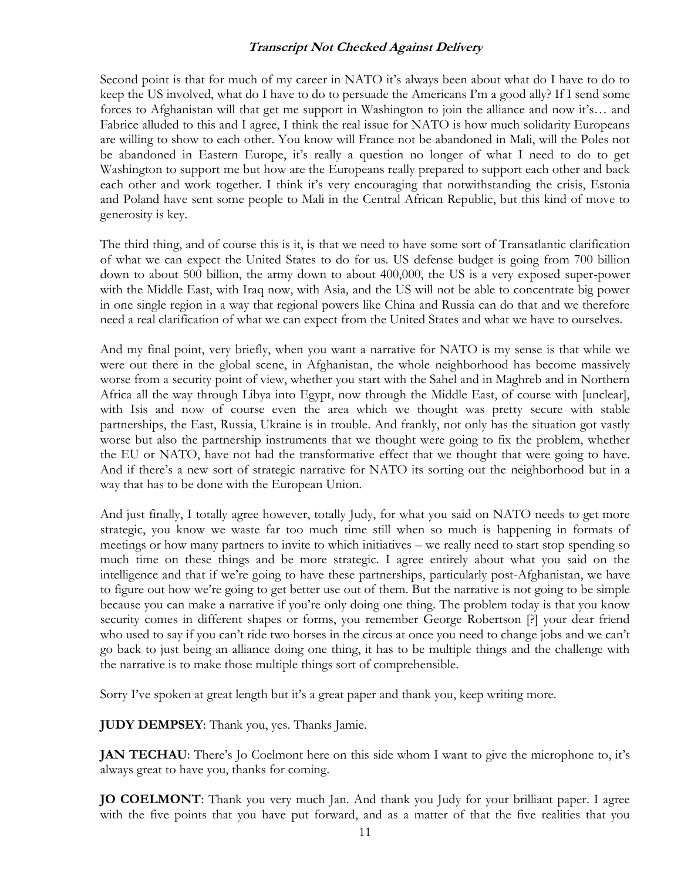Second point is that for much of my career in NATO it's always been about what do I have to do to keep the US involved, what do I have to do to persuade the Americans I'm a good ally? If I send some forces to Afghanistan will that get me support in Washington to join the alliance and now it's… and Fabrice alluded to this and I agree, I think the real issue for NATO is how much solidarity Europeans are willing to show to each other. You know will France not be abandoned in Mali, will the Poles not be abandoned in Eastern Europe, it's really a question no longer of what I need to do to get Washington to support me but how are the Europeans really prepared to support each other and back each other and work together. I think it's very encouraging that notwithstanding the crisis, Estonia and Poland have sent some people to Mali in the Central African Republic, but this kind of move to generosity is key.

The third thing, and of course this is it, is that we need to have some sort of Transatlantic clarification of what we can expect the United States to do for us. US defense budget is going from 700 billion down to about 500 billion, the army down to about 400,000, the US is a very exposed super-power with the Middle East, with Iraq now, with Asia, and the US will not be able to concentrate big power in one single region in a way that regional powers like China and Russia can do that and we therefore need a real clarification of what we can expect from the United States and what we have to ourselves.

And my final point, very briefly, when you want a narrative for NATO is my sense is that while we were out there in the global scene, in Afghanistan, the whole neighborhood has become massively worse from a security point of view, whether you start with the Sahel and in Maghreb and in Northern Africa all the way through Libya into Egypt, now through the Middle East, of course with [unclear], with Isis and now of course even the area which we thought was pretty secure with stable partnerships, the East, Russia, Ukraine is in trouble. And frankly, not only has the situation got vastly worse but also the partnership instruments that we thought were going to fix the problem, whether the EU or NATO, have not had the transformative effect that we thought that were going to have. And if there's a new sort of strategic narrative for NATO its sorting out the neighborhood but in a way that has to be done with the European Union.

And just finally, I totally agree however, totally Judy, for what you said on NATO needs to get more strategic, you know we waste far too much time still when so much is happening in formats of meetings or how many partners to invite to which initiatives – we really need to start stop spending so much time on these things and be more strategic. I agree entirely about what you said on the intelligence and that if we're going to have these partnerships, particularly post-Afghanistan, we have to figure out how we're going to get better use out of them. But the narrative is not going to be simple because you can make a narrative if you're only doing one thing. The problem today is that you know security comes in different shapes or forms, you remember George Robertson [?] your dear friend who used to say if you can't ride two horses in the circus at once you need to change jobs and we can't go back to just being an alliance doing one thing, it has to be multiple things and the challenge with the narrative is to make those multiple things sort of comprehensible.

Sorry I've spoken at great length but it's a great paper and thank you, keep writing more.

**JUDY DEMPSEY**: Thank you, yes. Thanks Jamie.

**JAN TECHAU**: There's Jo Coelmont here on this side whom I want to give the microphone to, it's always great to have you, thanks for coming.

**JO COELMONT**: Thank you very much Jan. And thank you Judy for your brilliant paper. I agree with the five points that you have put forward, and as a matter of that the five realities that you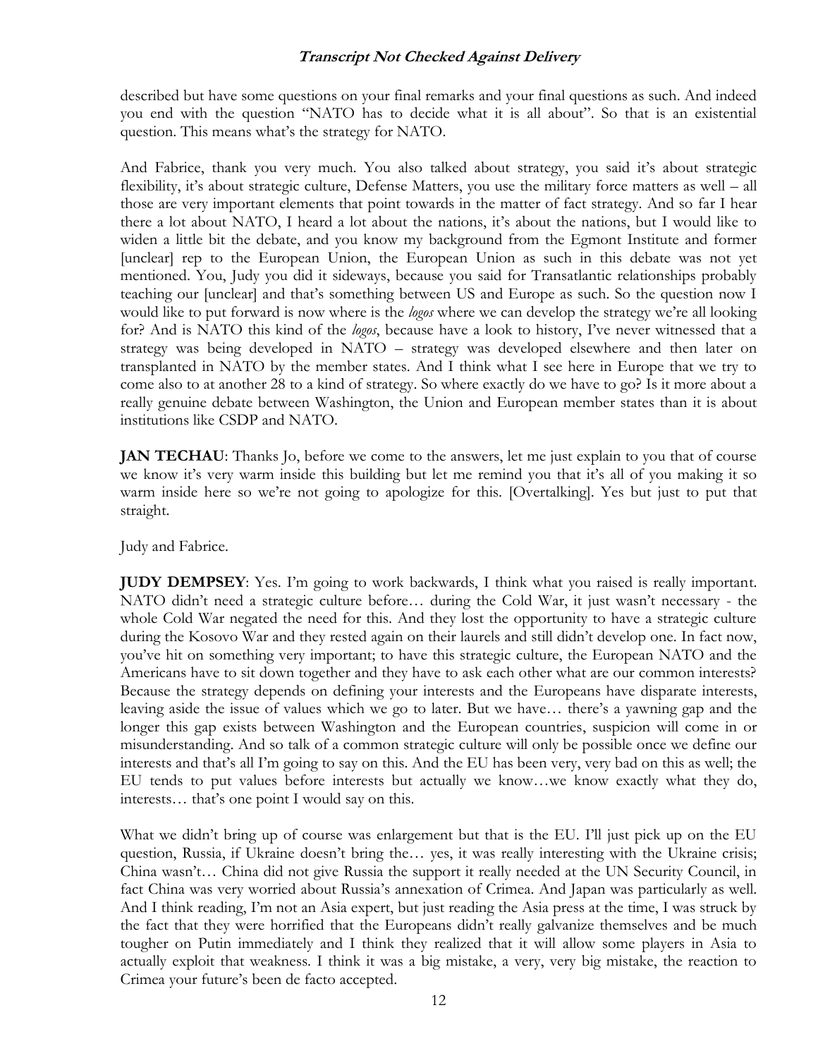described but have some questions on your final remarks and your final questions as such. And indeed you end with the question "NATO has to decide what it is all about". So that is an existential question. This means what's the strategy for NATO.

And Fabrice, thank you very much. You also talked about strategy, you said it's about strategic flexibility, it's about strategic culture, Defense Matters, you use the military force matters as well – all those are very important elements that point towards in the matter of fact strategy. And so far I hear there a lot about NATO, I heard a lot about the nations, it's about the nations, but I would like to widen a little bit the debate, and you know my background from the Egmont Institute and former [unclear] rep to the European Union, the European Union as such in this debate was not yet mentioned. You, Judy you did it sideways, because you said for Transatlantic relationships probably teaching our [unclear] and that's something between US and Europe as such. So the question now I would like to put forward is now where is the *logos* where we can develop the strategy we're all looking for? And is NATO this kind of the *logos*, because have a look to history, I've never witnessed that a strategy was being developed in NATO – strategy was developed elsewhere and then later on transplanted in NATO by the member states. And I think what I see here in Europe that we try to come also to at another 28 to a kind of strategy. So where exactly do we have to go? Is it more about a really genuine debate between Washington, the Union and European member states than it is about institutions like CSDP and NATO.

**JAN TECHAU**: Thanks Jo, before we come to the answers, let me just explain to you that of course we know it's very warm inside this building but let me remind you that it's all of you making it so warm inside here so we're not going to apologize for this. [Overtalking]. Yes but just to put that straight.

Judy and Fabrice.

**JUDY DEMPSEY**: Yes. I'm going to work backwards, I think what you raised is really important. NATO didn't need a strategic culture before… during the Cold War, it just wasn't necessary - the whole Cold War negated the need for this. And they lost the opportunity to have a strategic culture during the Kosovo War and they rested again on their laurels and still didn't develop one. In fact now, you've hit on something very important; to have this strategic culture, the European NATO and the Americans have to sit down together and they have to ask each other what are our common interests? Because the strategy depends on defining your interests and the Europeans have disparate interests, leaving aside the issue of values which we go to later. But we have… there's a yawning gap and the longer this gap exists between Washington and the European countries, suspicion will come in or misunderstanding. And so talk of a common strategic culture will only be possible once we define our interests and that's all I'm going to say on this. And the EU has been very, very bad on this as well; the EU tends to put values before interests but actually we know…we know exactly what they do, interests… that's one point I would say on this.

What we didn't bring up of course was enlargement but that is the EU. I'll just pick up on the EU question, Russia, if Ukraine doesn't bring the… yes, it was really interesting with the Ukraine crisis; China wasn't… China did not give Russia the support it really needed at the UN Security Council, in fact China was very worried about Russia's annexation of Crimea. And Japan was particularly as well. And I think reading, I'm not an Asia expert, but just reading the Asia press at the time, I was struck by the fact that they were horrified that the Europeans didn't really galvanize themselves and be much tougher on Putin immediately and I think they realized that it will allow some players in Asia to actually exploit that weakness. I think it was a big mistake, a very, very big mistake, the reaction to Crimea your future's been de facto accepted.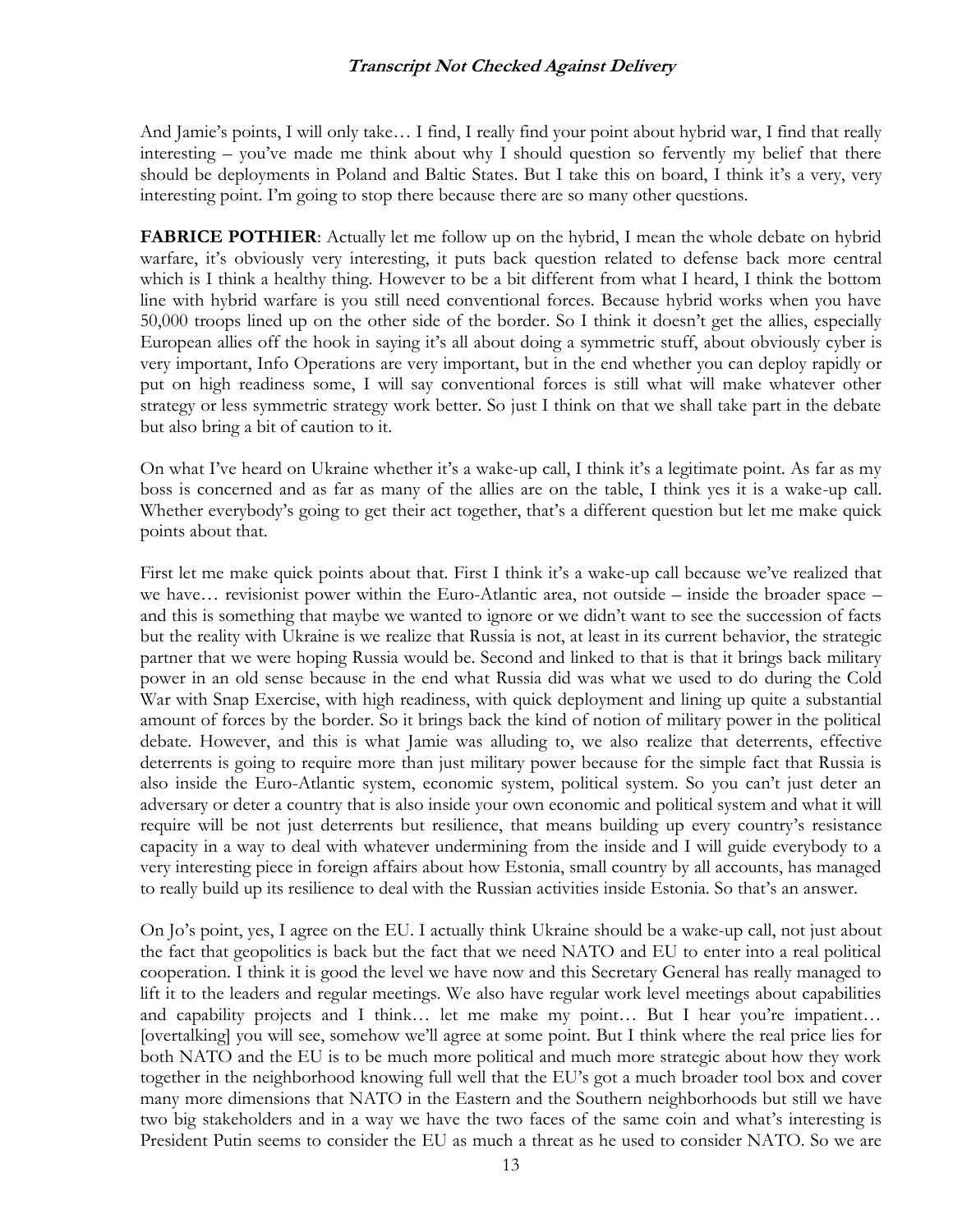And Jamie's points, I will only take… I find, I really find your point about hybrid war, I find that really interesting – you've made me think about why I should question so fervently my belief that there should be deployments in Poland and Baltic States. But I take this on board, I think it's a very, very interesting point. I'm going to stop there because there are so many other questions.

**FABRICE POTHIER**: Actually let me follow up on the hybrid, I mean the whole debate on hybrid warfare, it's obviously very interesting, it puts back question related to defense back more central which is I think a healthy thing. However to be a bit different from what I heard, I think the bottom line with hybrid warfare is you still need conventional forces. Because hybrid works when you have 50,000 troops lined up on the other side of the border. So I think it doesn't get the allies, especially European allies off the hook in saying it's all about doing a symmetric stuff, about obviously cyber is very important, Info Operations are very important, but in the end whether you can deploy rapidly or put on high readiness some, I will say conventional forces is still what will make whatever other strategy or less symmetric strategy work better. So just I think on that we shall take part in the debate but also bring a bit of caution to it.

On what I've heard on Ukraine whether it's a wake-up call, I think it's a legitimate point. As far as my boss is concerned and as far as many of the allies are on the table, I think yes it is a wake-up call. Whether everybody's going to get their act together, that's a different question but let me make quick points about that.

First let me make quick points about that. First I think it's a wake-up call because we've realized that we have… revisionist power within the Euro-Atlantic area, not outside – inside the broader space – and this is something that maybe we wanted to ignore or we didn't want to see the succession of facts but the reality with Ukraine is we realize that Russia is not, at least in its current behavior, the strategic partner that we were hoping Russia would be. Second and linked to that is that it brings back military power in an old sense because in the end what Russia did was what we used to do during the Cold War with Snap Exercise, with high readiness, with quick deployment and lining up quite a substantial amount of forces by the border. So it brings back the kind of notion of military power in the political debate. However, and this is what Jamie was alluding to, we also realize that deterrents, effective deterrents is going to require more than just military power because for the simple fact that Russia is also inside the Euro-Atlantic system, economic system, political system. So you can't just deter an adversary or deter a country that is also inside your own economic and political system and what it will require will be not just deterrents but resilience, that means building up every country's resistance capacity in a way to deal with whatever undermining from the inside and I will guide everybody to a very interesting piece in foreign affairs about how Estonia, small country by all accounts, has managed to really build up its resilience to deal with the Russian activities inside Estonia. So that's an answer.

On Jo's point, yes, I agree on the EU. I actually think Ukraine should be a wake-up call, not just about the fact that geopolitics is back but the fact that we need NATO and EU to enter into a real political cooperation. I think it is good the level we have now and this Secretary General has really managed to lift it to the leaders and regular meetings. We also have regular work level meetings about capabilities and capability projects and I think… let me make my point… But I hear you're impatient… [overtalking] you will see, somehow we'll agree at some point. But I think where the real price lies for both NATO and the EU is to be much more political and much more strategic about how they work together in the neighborhood knowing full well that the EU's got a much broader tool box and cover many more dimensions that NATO in the Eastern and the Southern neighborhoods but still we have two big stakeholders and in a way we have the two faces of the same coin and what's interesting is President Putin seems to consider the EU as much a threat as he used to consider NATO. So we are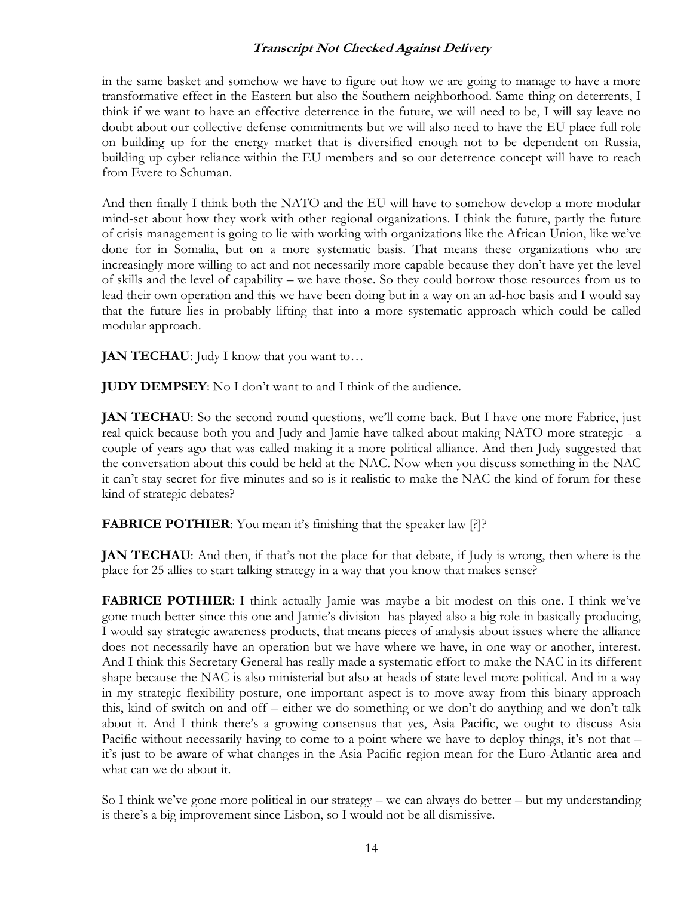in the same basket and somehow we have to figure out how we are going to manage to have a more transformative effect in the Eastern but also the Southern neighborhood. Same thing on deterrents, I think if we want to have an effective deterrence in the future, we will need to be, I will say leave no doubt about our collective defense commitments but we will also need to have the EU place full role on building up for the energy market that is diversified enough not to be dependent on Russia, building up cyber reliance within the EU members and so our deterrence concept will have to reach from Evere to Schuman.

And then finally I think both the NATO and the EU will have to somehow develop a more modular mind-set about how they work with other regional organizations. I think the future, partly the future of crisis management is going to lie with working with organizations like the African Union, like we've done for in Somalia, but on a more systematic basis. That means these organizations who are increasingly more willing to act and not necessarily more capable because they don't have yet the level of skills and the level of capability – we have those. So they could borrow those resources from us to lead their own operation and this we have been doing but in a way on an ad-hoc basis and I would say that the future lies in probably lifting that into a more systematic approach which could be called modular approach.

**JAN TECHAU**: Judy I know that you want to…

**JUDY DEMPSEY**: No I don't want to and I think of the audience.

**JAN TECHAU**: So the second round questions, we'll come back. But I have one more Fabrice, just real quick because both you and Judy and Jamie have talked about making NATO more strategic - a couple of years ago that was called making it a more political alliance. And then Judy suggested that the conversation about this could be held at the NAC. Now when you discuss something in the NAC it can't stay secret for five minutes and so is it realistic to make the NAC the kind of forum for these kind of strategic debates?

**FABRICE POTHIER**: You mean it's finishing that the speaker law [?]?

**JAN TECHAU**: And then, if that's not the place for that debate, if Judy is wrong, then where is the place for 25 allies to start talking strategy in a way that you know that makes sense?

**FABRICE POTHIER**: I think actually Jamie was maybe a bit modest on this one. I think we've gone much better since this one and Jamie's division has played also a big role in basically producing, I would say strategic awareness products, that means pieces of analysis about issues where the alliance does not necessarily have an operation but we have where we have, in one way or another, interest. And I think this Secretary General has really made a systematic effort to make the NAC in its different shape because the NAC is also ministerial but also at heads of state level more political. And in a way in my strategic flexibility posture, one important aspect is to move away from this binary approach this, kind of switch on and off – either we do something or we don't do anything and we don't talk about it. And I think there's a growing consensus that yes, Asia Pacific, we ought to discuss Asia Pacific without necessarily having to come to a point where we have to deploy things, it's not that – it's just to be aware of what changes in the Asia Pacific region mean for the Euro-Atlantic area and what can we do about it.

So I think we've gone more political in our strategy – we can always do better – but my understanding is there's a big improvement since Lisbon, so I would not be all dismissive.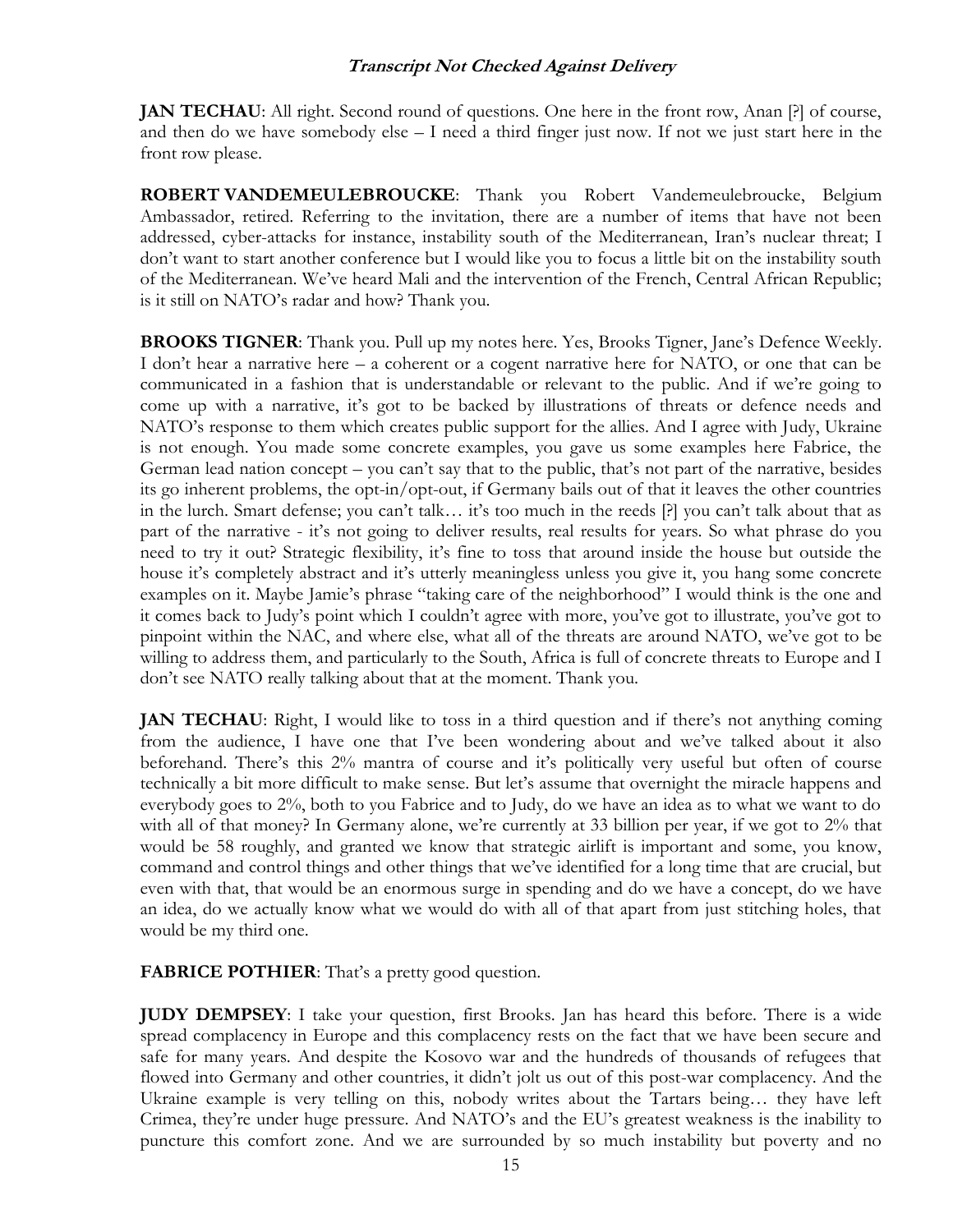**JAN TECHAU**: All right. Second round of questions. One here in the front row, Anan [?] of course, and then do we have somebody else – I need a third finger just now. If not we just start here in the front row please.

**ROBERT VANDEMEULEBROUCKE**: Thank you Robert Vandemeulebroucke, Belgium Ambassador, retired. Referring to the invitation, there are a number of items that have not been addressed, cyber-attacks for instance, instability south of the Mediterranean, Iran's nuclear threat; I don't want to start another conference but I would like you to focus a little bit on the instability south of the Mediterranean. We've heard Mali and the intervention of the French, Central African Republic; is it still on NATO's radar and how? Thank you.

**BROOKS TIGNER**: Thank you. Pull up my notes here. Yes, Brooks Tigner, Jane's Defence Weekly. I don't hear a narrative here – a coherent or a cogent narrative here for NATO, or one that can be communicated in a fashion that is understandable or relevant to the public. And if we're going to come up with a narrative, it's got to be backed by illustrations of threats or defence needs and NATO's response to them which creates public support for the allies. And I agree with Judy, Ukraine is not enough. You made some concrete examples, you gave us some examples here Fabrice, the German lead nation concept – you can't say that to the public, that's not part of the narrative, besides its go inherent problems, the opt-in/opt-out, if Germany bails out of that it leaves the other countries in the lurch. Smart defense; you can't talk… it's too much in the reeds [?] you can't talk about that as part of the narrative - it's not going to deliver results, real results for years. So what phrase do you need to try it out? Strategic flexibility, it's fine to toss that around inside the house but outside the house it's completely abstract and it's utterly meaningless unless you give it, you hang some concrete examples on it. Maybe Jamie's phrase "taking care of the neighborhood" I would think is the one and it comes back to Judy's point which I couldn't agree with more, you've got to illustrate, you've got to pinpoint within the NAC, and where else, what all of the threats are around NATO, we've got to be willing to address them, and particularly to the South, Africa is full of concrete threats to Europe and I don't see NATO really talking about that at the moment. Thank you.

**JAN TECHAU**: Right, I would like to toss in a third question and if there's not anything coming from the audience, I have one that I've been wondering about and we've talked about it also beforehand. There's this 2% mantra of course and it's politically very useful but often of course technically a bit more difficult to make sense. But let's assume that overnight the miracle happens and everybody goes to 2%, both to you Fabrice and to Judy, do we have an idea as to what we want to do with all of that money? In Germany alone, we're currently at 33 billion per year, if we got to 2% that would be 58 roughly, and granted we know that strategic airlift is important and some, you know, command and control things and other things that we've identified for a long time that are crucial, but even with that, that would be an enormous surge in spending and do we have a concept, do we have an idea, do we actually know what we would do with all of that apart from just stitching holes, that would be my third one.

**FABRICE POTHIER**: That's a pretty good question.

**JUDY DEMPSEY**: I take your question, first Brooks. Jan has heard this before. There is a wide spread complacency in Europe and this complacency rests on the fact that we have been secure and safe for many years. And despite the Kosovo war and the hundreds of thousands of refugees that flowed into Germany and other countries, it didn't jolt us out of this post-war complacency. And the Ukraine example is very telling on this, nobody writes about the Tartars being… they have left Crimea, they're under huge pressure. And NATO's and the EU's greatest weakness is the inability to puncture this comfort zone. And we are surrounded by so much instability but poverty and no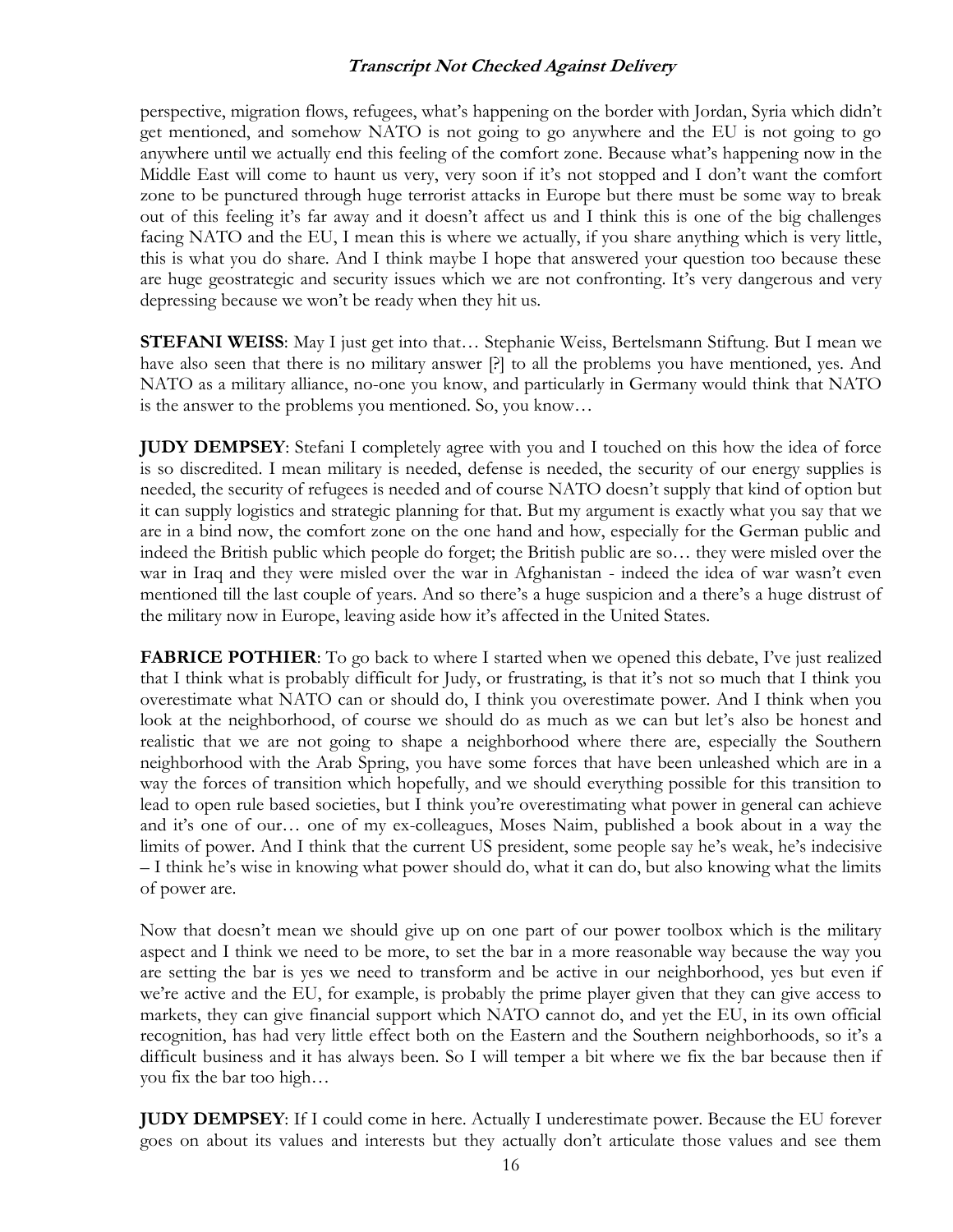perspective, migration flows, refugees, what's happening on the border with Jordan, Syria which didn't get mentioned, and somehow NATO is not going to go anywhere and the EU is not going to go anywhere until we actually end this feeling of the comfort zone. Because what's happening now in the Middle East will come to haunt us very, very soon if it's not stopped and I don't want the comfort zone to be punctured through huge terrorist attacks in Europe but there must be some way to break out of this feeling it's far away and it doesn't affect us and I think this is one of the big challenges facing NATO and the EU, I mean this is where we actually, if you share anything which is very little, this is what you do share. And I think maybe I hope that answered your question too because these are huge geostrategic and security issues which we are not confronting. It's very dangerous and very depressing because we won't be ready when they hit us.

**STEFANI WEISS**: May I just get into that… Stephanie Weiss, Bertelsmann Stiftung. But I mean we have also seen that there is no military answer [?] to all the problems you have mentioned, yes. And NATO as a military alliance, no-one you know, and particularly in Germany would think that NATO is the answer to the problems you mentioned. So, you know…

**JUDY DEMPSEY**: Stefani I completely agree with you and I touched on this how the idea of force is so discredited. I mean military is needed, defense is needed, the security of our energy supplies is needed, the security of refugees is needed and of course NATO doesn't supply that kind of option but it can supply logistics and strategic planning for that. But my argument is exactly what you say that we are in a bind now, the comfort zone on the one hand and how, especially for the German public and indeed the British public which people do forget; the British public are so… they were misled over the war in Iraq and they were misled over the war in Afghanistan - indeed the idea of war wasn't even mentioned till the last couple of years. And so there's a huge suspicion and a there's a huge distrust of the military now in Europe, leaving aside how it's affected in the United States.

**FABRICE POTHIER**: To go back to where I started when we opened this debate, I've just realized that I think what is probably difficult for Judy, or frustrating, is that it's not so much that I think you overestimate what NATO can or should do, I think you overestimate power. And I think when you look at the neighborhood, of course we should do as much as we can but let's also be honest and realistic that we are not going to shape a neighborhood where there are, especially the Southern neighborhood with the Arab Spring, you have some forces that have been unleashed which are in a way the forces of transition which hopefully, and we should everything possible for this transition to lead to open rule based societies, but I think you're overestimating what power in general can achieve and it's one of our… one of my ex-colleagues, Moses Naim, published a book about in a way the limits of power. And I think that the current US president, some people say he's weak, he's indecisive – I think he's wise in knowing what power should do, what it can do, but also knowing what the limits of power are.

Now that doesn't mean we should give up on one part of our power toolbox which is the military aspect and I think we need to be more, to set the bar in a more reasonable way because the way you are setting the bar is yes we need to transform and be active in our neighborhood, yes but even if we're active and the EU, for example, is probably the prime player given that they can give access to markets, they can give financial support which NATO cannot do, and yet the EU, in its own official recognition, has had very little effect both on the Eastern and the Southern neighborhoods, so it's a difficult business and it has always been. So I will temper a bit where we fix the bar because then if you fix the bar too high…

**JUDY DEMPSEY**: If I could come in here. Actually I underestimate power. Because the EU forever goes on about its values and interests but they actually don't articulate those values and see them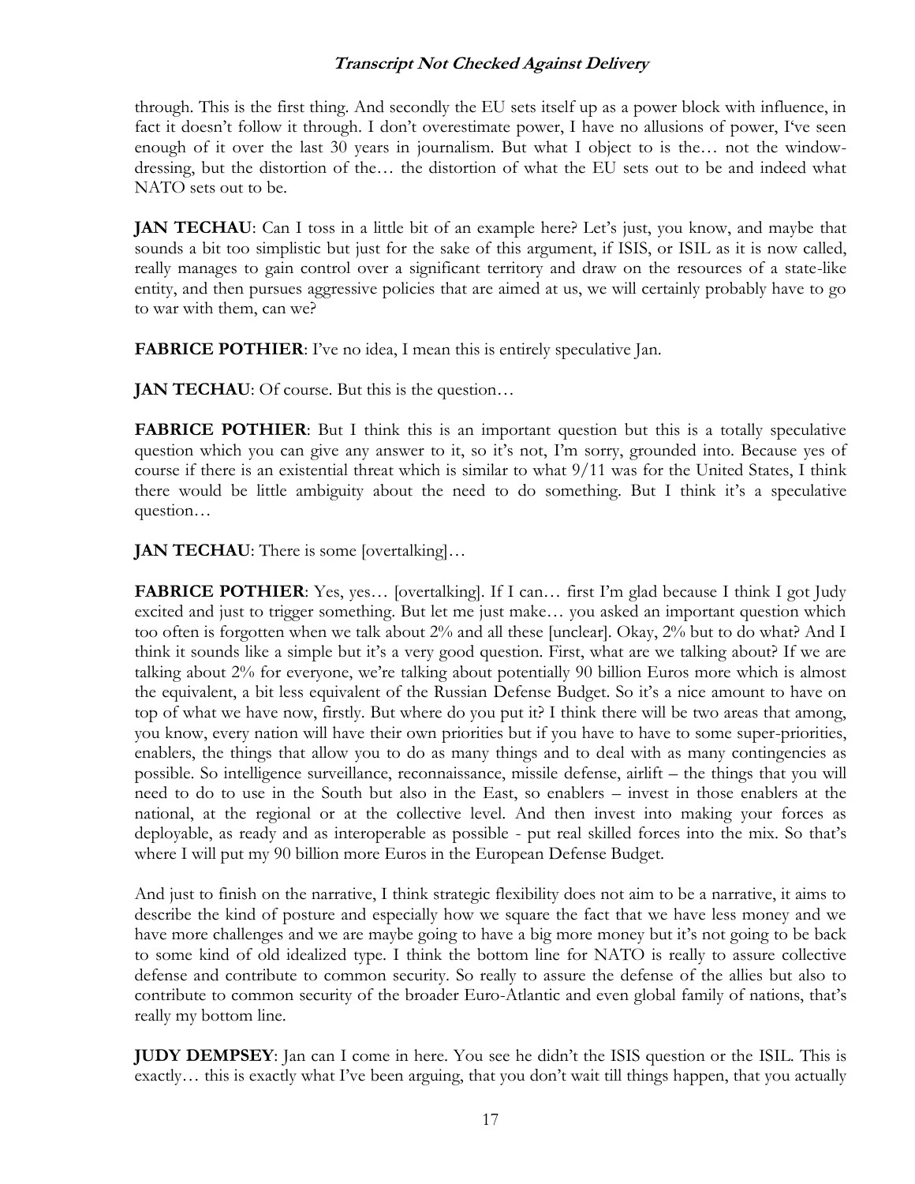through. This is the first thing. And secondly the EU sets itself up as a power block with influence, in fact it doesn't follow it through. I don't overestimate power, I have no allusions of power, I've seen enough of it over the last 30 years in journalism. But what I object to is the… not the window-dressing, but the distortion of the… the distortion of what the EU sets out to be and indeed what NATO sets out to be.

**JAN TECHAU**: Can I toss in a little bit of an example here? Let's just, you know, and maybe that sounds a bit too simplistic but just for the sake of this argument, if ISIS, or ISIL as it is now called, really manages to gain control over a significant territory and draw on the resources of a state-like entity, and then pursues aggressive policies that are aimed at us, we will certainly probably have to go to war with them, can we?

**FABRICE POTHIER**: I've no idea, I mean this is entirely speculative Jan.

**JAN TECHAU**: Of course. But this is the question…

**FABRICE POTHIER**: But I think this is an important question but this is a totally speculative question which you can give any answer to it, so it's not, I'm sorry, grounded into. Because yes of course if there is an existential threat which is similar to what 9/11 was for the United States, I think there would be little ambiguity about the need to do something. But I think it's a speculative question…

**JAN TECHAU**: There is some [overtalking]…

**FABRICE POTHIER**: Yes, yes… [overtalking]. If I can… first I'm glad because I think I got Judy excited and just to trigger something. But let me just make… you asked an important question which too often is forgotten when we talk about 2% and all these [unclear]. Okay, 2% but to do what? And I think it sounds like a simple but it's a very good question. First, what are we talking about? If we are talking about 2% for everyone, we're talking about potentially 90 billion Euros more which is almost the equivalent, a bit less equivalent of the Russian Defense Budget. So it's a nice amount to have on top of what we have now, firstly. But where do you put it? I think there will be two areas that among, you know, every nation will have their own priorities but if you have to have to some super-priorities, enablers, the things that allow you to do as many things and to deal with as many contingencies as possible. So intelligence surveillance, reconnaissance, missile defense, airlift – the things that you will need to do to use in the South but also in the East, so enablers – invest in those enablers at the national, at the regional or at the collective level. And then invest into making your forces as deployable, as ready and as interoperable as possible - put real skilled forces into the mix. So that's where I will put my 90 billion more Euros in the European Defense Budget.

And just to finish on the narrative, I think strategic flexibility does not aim to be a narrative, it aims to describe the kind of posture and especially how we square the fact that we have less money and we have more challenges and we are maybe going to have a big more money but it's not going to be back to some kind of old idealized type. I think the bottom line for NATO is really to assure collective defense and contribute to common security. So really to assure the defense of the allies but also to contribute to common security of the broader Euro-Atlantic and even global family of nations, that's really my bottom line.

**JUDY DEMPSEY**: Jan can I come in here. You see he didn't the ISIS question or the ISIL. This is exactly… this is exactly what I've been arguing, that you don't wait till things happen, that you actually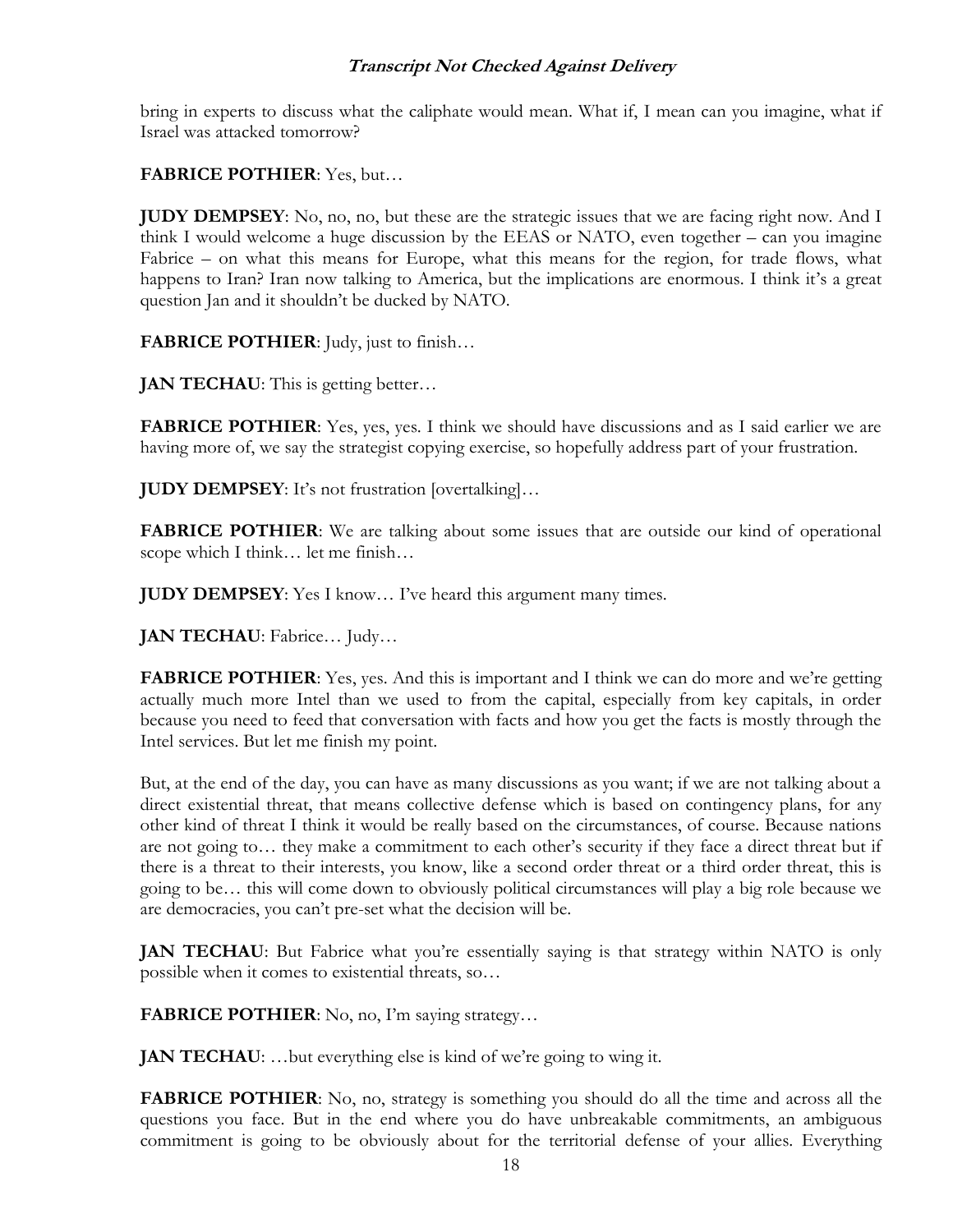bring in experts to discuss what the caliphate would mean. What if, I mean can you imagine, what if Israel was attacked tomorrow?

**FABRICE POTHIER**: Yes, but…

**JUDY DEMPSEY**: No, no, no, but these are the strategic issues that we are facing right now. And I think I would welcome a huge discussion by the EEAS or NATO, even together – can you imagine Fabrice – on what this means for Europe, what this means for the region, for trade flows, what happens to Iran? Iran now talking to America, but the implications are enormous. I think it's a great question Jan and it shouldn't be ducked by NATO.

**FABRICE POTHIER**: Judy, just to finish…

**JAN TECHAU**: This is getting better…

**FABRICE POTHIER**: Yes, yes, yes. I think we should have discussions and as I said earlier we are having more of, we say the strategist copying exercise, so hopefully address part of your frustration.

**JUDY DEMPSEY**: It's not frustration [overtalking]…

**FABRICE POTHIER**: We are talking about some issues that are outside our kind of operational scope which I think… let me finish…

**JUDY DEMPSEY**: Yes I know… I've heard this argument many times.

**JAN TECHAU**: Fabrice… Judy…

**FABRICE POTHIER**: Yes, yes. And this is important and I think we can do more and we're getting actually much more Intel than we used to from the capital, especially from key capitals, in order because you need to feed that conversation with facts and how you get the facts is mostly through the Intel services. But let me finish my point.

But, at the end of the day, you can have as many discussions as you want; if we are not talking about a direct existential threat, that means collective defense which is based on contingency plans, for any other kind of threat I think it would be really based on the circumstances, of course. Because nations are not going to… they make a commitment to each other's security if they face a direct threat but if there is a threat to their interests, you know, like a second order threat or a third order threat, this is going to be… this will come down to obviously political circumstances will play a big role because we are democracies, you can't pre-set what the decision will be.

**JAN TECHAU**: But Fabrice what you're essentially saying is that strategy within NATO is only possible when it comes to existential threats, so…

**FABRICE POTHIER**: No, no, I'm saying strategy…

**JAN TECHAU**: …but everything else is kind of we're going to wing it.

**FABRICE POTHIER**: No, no, strategy is something you should do all the time and across all the questions you face. But in the end where you do have unbreakable commitments, an ambiguous commitment is going to be obviously about for the territorial defense of your allies. Everything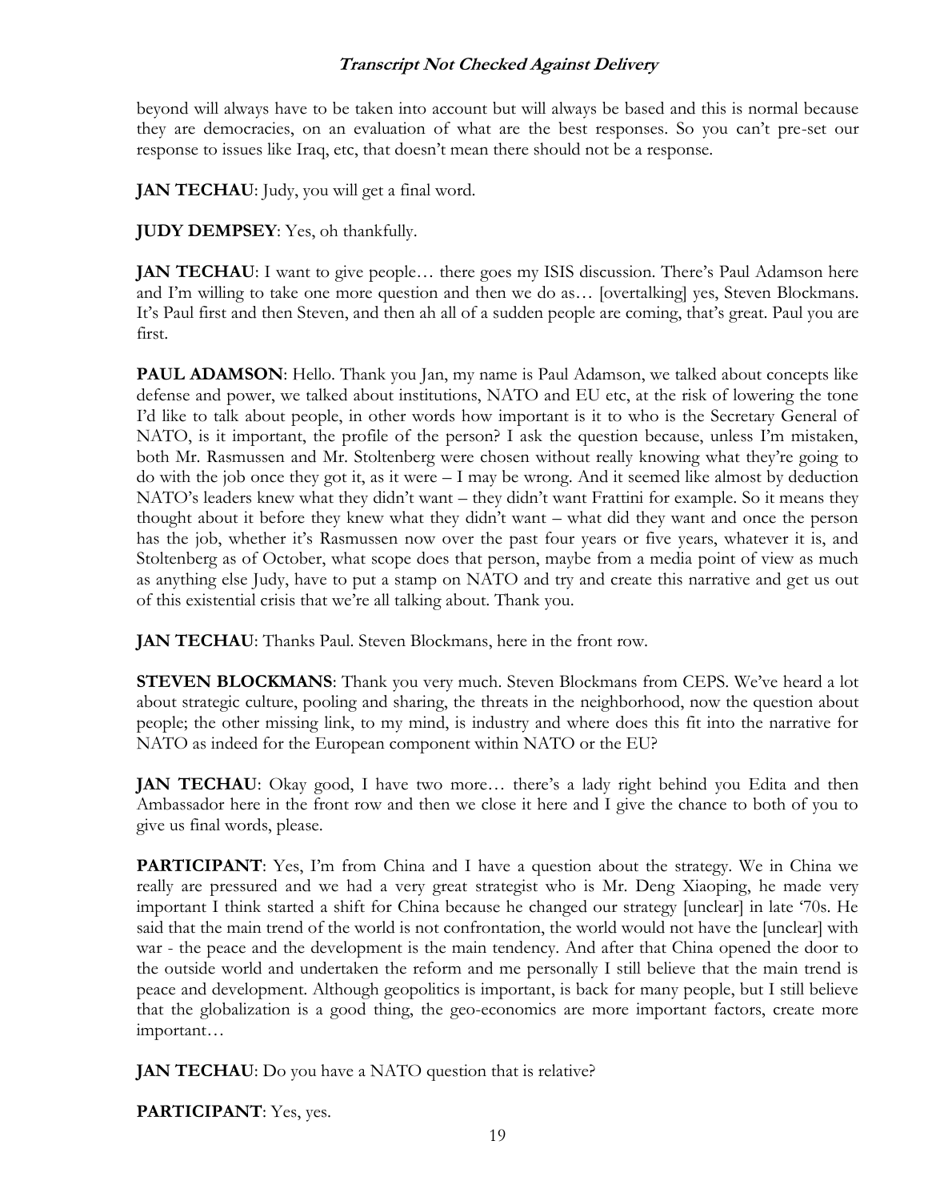beyond will always have to be taken into account but will always be based and this is normal because they are democracies, on an evaluation of what are the best responses. So you can't pre-set our response to issues like Iraq, etc, that doesn't mean there should not be a response.

**JAN TECHAU**: Judy, you will get a final word.

**JUDY DEMPSEY**: Yes, oh thankfully.

**JAN TECHAU**: I want to give people… there goes my ISIS discussion. There's Paul Adamson here and I'm willing to take one more question and then we do as… [overtalking] yes, Steven Blockmans. It's Paul first and then Steven, and then ah all of a sudden people are coming, that's great. Paul you are first.

**PAUL ADAMSON**: Hello. Thank you Jan, my name is Paul Adamson, we talked about concepts like defense and power, we talked about institutions, NATO and EU etc, at the risk of lowering the tone I'd like to talk about people, in other words how important is it to who is the Secretary General of NATO, is it important, the profile of the person? I ask the question because, unless I'm mistaken, both Mr. Rasmussen and Mr. Stoltenberg were chosen without really knowing what they're going to do with the job once they got it, as it were – I may be wrong. And it seemed like almost by deduction NATO's leaders knew what they didn't want – they didn't want Frattini for example. So it means they thought about it before they knew what they didn't want – what did they want and once the person has the job, whether it's Rasmussen now over the past four years or five years, whatever it is, and Stoltenberg as of October, what scope does that person, maybe from a media point of view as much as anything else Judy, have to put a stamp on NATO and try and create this narrative and get us out of this existential crisis that we're all talking about. Thank you.

**JAN TECHAU**: Thanks Paul. Steven Blockmans, here in the front row.

**STEVEN BLOCKMANS**: Thank you very much. Steven Blockmans from CEPS. We've heard a lot about strategic culture, pooling and sharing, the threats in the neighborhood, now the question about people; the other missing link, to my mind, is industry and where does this fit into the narrative for NATO as indeed for the European component within NATO or the EU?

**JAN TECHAU**: Okay good, I have two more… there's a lady right behind you Edita and then Ambassador here in the front row and then we close it here and I give the chance to both of you to give us final words, please.

**PARTICIPANT**: Yes, I'm from China and I have a question about the strategy. We in China we really are pressured and we had a very great strategist who is Mr. Deng Xiaoping, he made very important I think started a shift for China because he changed our strategy [unclear] in late '70s. He said that the main trend of the world is not confrontation, the world would not have the [unclear] with war - the peace and the development is the main tendency. And after that China opened the door to the outside world and undertaken the reform and me personally I still believe that the main trend is peace and development. Although geopolitics is important, is back for many people, but I still believe that the globalization is a good thing, the geo-economics are more important factors, create more important…

**JAN TECHAU**: Do you have a NATO question that is relative?

**PARTICIPANT**: Yes, yes.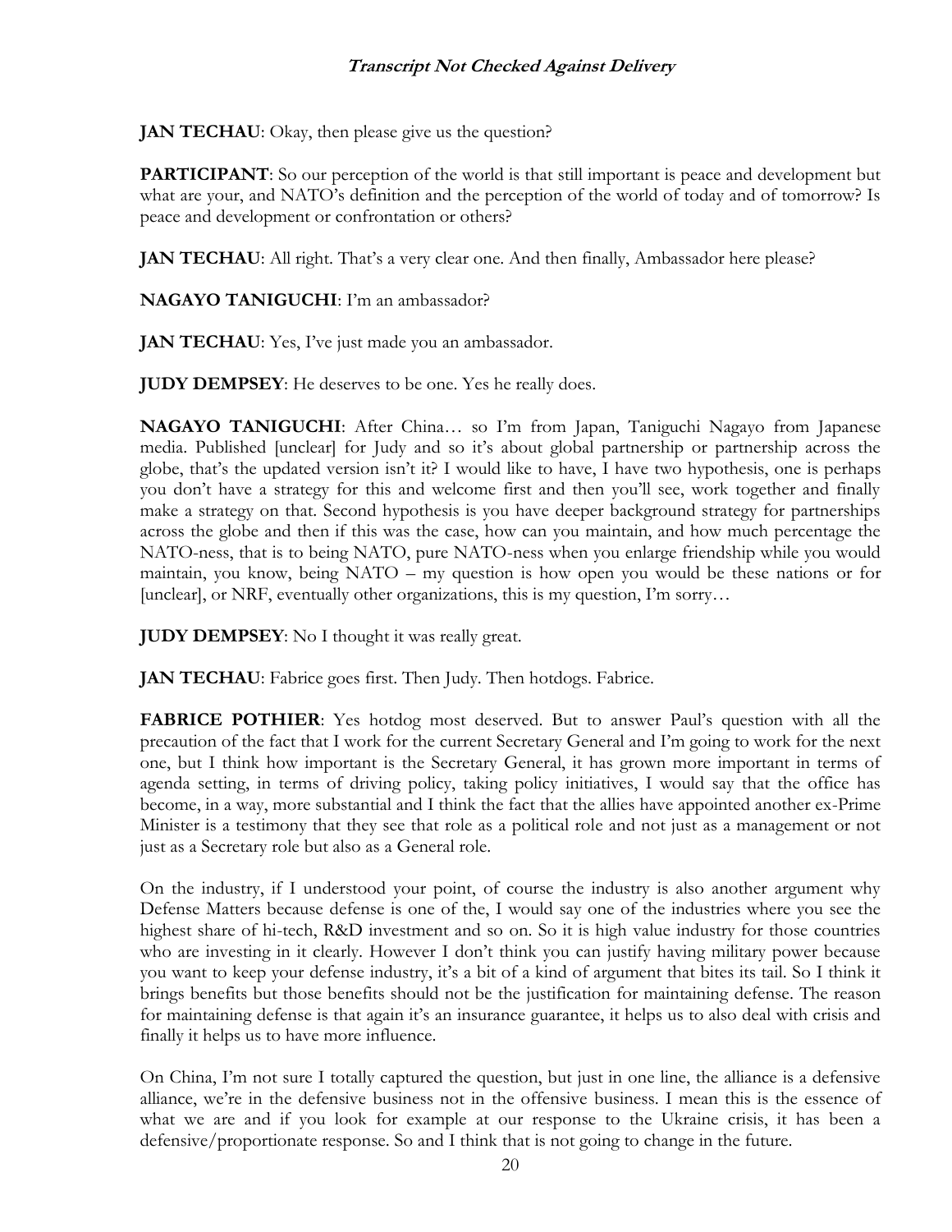**JAN TECHAU**: Okay, then please give us the question?

**PARTICIPANT**: So our perception of the world is that still important is peace and development but what are your, and NATO's definition and the perception of the world of today and of tomorrow? Is peace and development or confrontation or others?

**JAN TECHAU**: All right. That's a very clear one. And then finally, Ambassador here please?

**NAGAYO TANIGUCHI**: I'm an ambassador?

**JAN TECHAU**: Yes, I've just made you an ambassador.

**JUDY DEMPSEY**: He deserves to be one. Yes he really does.

**NAGAYO TANIGUCHI**: After China… so I'm from Japan, Taniguchi Nagayo from Japanese media. Published [unclear] for Judy and so it's about global partnership or partnership across the globe, that's the updated version isn't it? I would like to have, I have two hypothesis, one is perhaps you don't have a strategy for this and welcome first and then you'll see, work together and finally make a strategy on that. Second hypothesis is you have deeper background strategy for partnerships across the globe and then if this was the case, how can you maintain, and how much percentage the NATO-ness, that is to being NATO, pure NATO-ness when you enlarge friendship while you would maintain, you know, being NATO – my question is how open you would be these nations or for [unclear], or NRF, eventually other organizations, this is my question, I'm sorry…

**JUDY DEMPSEY**: No I thought it was really great.

**JAN TECHAU**: Fabrice goes first. Then Judy. Then hotdogs. Fabrice.

**FABRICE POTHIER**: Yes hotdog most deserved. But to answer Paul's question with all the precaution of the fact that I work for the current Secretary General and I'm going to work for the next one, but I think how important is the Secretary General, it has grown more important in terms of agenda setting, in terms of driving policy, taking policy initiatives, I would say that the office has become, in a way, more substantial and I think the fact that the allies have appointed another ex-Prime Minister is a testimony that they see that role as a political role and not just as a management or not just as a Secretary role but also as a General role.

On the industry, if I understood your point, of course the industry is also another argument why Defense Matters because defense is one of the, I would say one of the industries where you see the highest share of hi-tech, R&D investment and so on. So it is high value industry for those countries who are investing in it clearly. However I don't think you can justify having military power because you want to keep your defense industry, it's a bit of a kind of argument that bites its tail. So I think it brings benefits but those benefits should not be the justification for maintaining defense. The reason for maintaining defense is that again it's an insurance guarantee, it helps us to also deal with crisis and finally it helps us to have more influence.

On China, I'm not sure I totally captured the question, but just in one line, the alliance is a defensive alliance, we're in the defensive business not in the offensive business. I mean this is the essence of what we are and if you look for example at our response to the Ukraine crisis, it has been a defensive/proportionate response. So and I think that is not going to change in the future.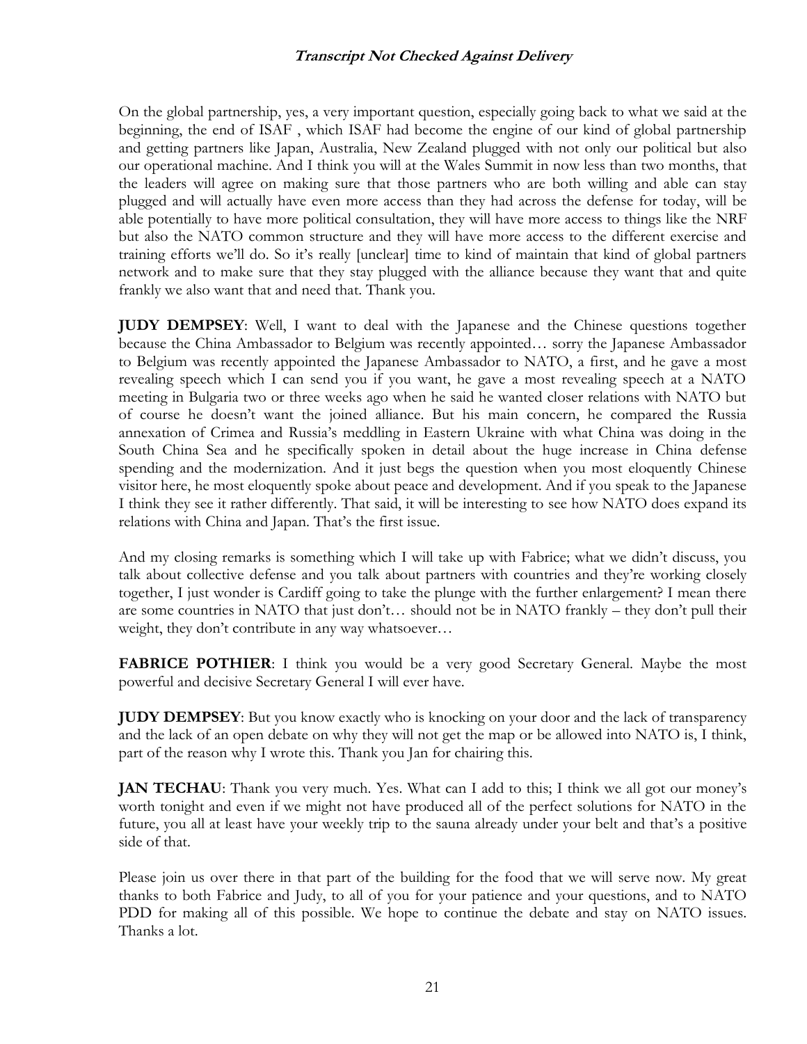On the global partnership, yes, a very important question, especially going back to what we said at the beginning, the end of ISAF , which ISAF had become the engine of our kind of global partnership and getting partners like Japan, Australia, New Zealand plugged with not only our political but also our operational machine. And I think you will at the Wales Summit in now less than two months, that the leaders will agree on making sure that those partners who are both willing and able can stay plugged and will actually have even more access than they had across the defense for today, will be able potentially to have more political consultation, they will have more access to things like the NRF but also the NATO common structure and they will have more access to the different exercise and training efforts we'll do. So it's really [unclear] time to kind of maintain that kind of global partners network and to make sure that they stay plugged with the alliance because they want that and quite frankly we also want that and need that. Thank you.

**JUDY DEMPSEY**: Well, I want to deal with the Japanese and the Chinese questions together because the China Ambassador to Belgium was recently appointed… sorry the Japanese Ambassador to Belgium was recently appointed the Japanese Ambassador to NATO, a first, and he gave a most revealing speech which I can send you if you want, he gave a most revealing speech at a NATO meeting in Bulgaria two or three weeks ago when he said he wanted closer relations with NATO but of course he doesn't want the joined alliance. But his main concern, he compared the Russia annexation of Crimea and Russia's meddling in Eastern Ukraine with what China was doing in the South China Sea and he specifically spoken in detail about the huge increase in China defense spending and the modernization. And it just begs the question when you most eloquently Chinese visitor here, he most eloquently spoke about peace and development. And if you speak to the Japanese I think they see it rather differently. That said, it will be interesting to see how NATO does expand its relations with China and Japan. That's the first issue.

And my closing remarks is something which I will take up with Fabrice; what we didn't discuss, you talk about collective defense and you talk about partners with countries and they're working closely together, I just wonder is Cardiff going to take the plunge with the further enlargement? I mean there are some countries in NATO that just don't… should not be in NATO frankly – they don't pull their weight, they don't contribute in any way whatsoever…

**FABRICE POTHIER**: I think you would be a very good Secretary General. Maybe the most powerful and decisive Secretary General I will ever have.

**JUDY DEMPSEY**: But you know exactly who is knocking on your door and the lack of transparency and the lack of an open debate on why they will not get the map or be allowed into NATO is, I think, part of the reason why I wrote this. Thank you Jan for chairing this.

**JAN TECHAU**: Thank you very much. Yes. What can I add to this; I think we all got our money's worth tonight and even if we might not have produced all of the perfect solutions for NATO in the future, you all at least have your weekly trip to the sauna already under your belt and that's a positive side of that.

Please join us over there in that part of the building for the food that we will serve now. My great thanks to both Fabrice and Judy, to all of you for your patience and your questions, and to NATO PDD for making all of this possible. We hope to continue the debate and stay on NATO issues. Thanks a lot.